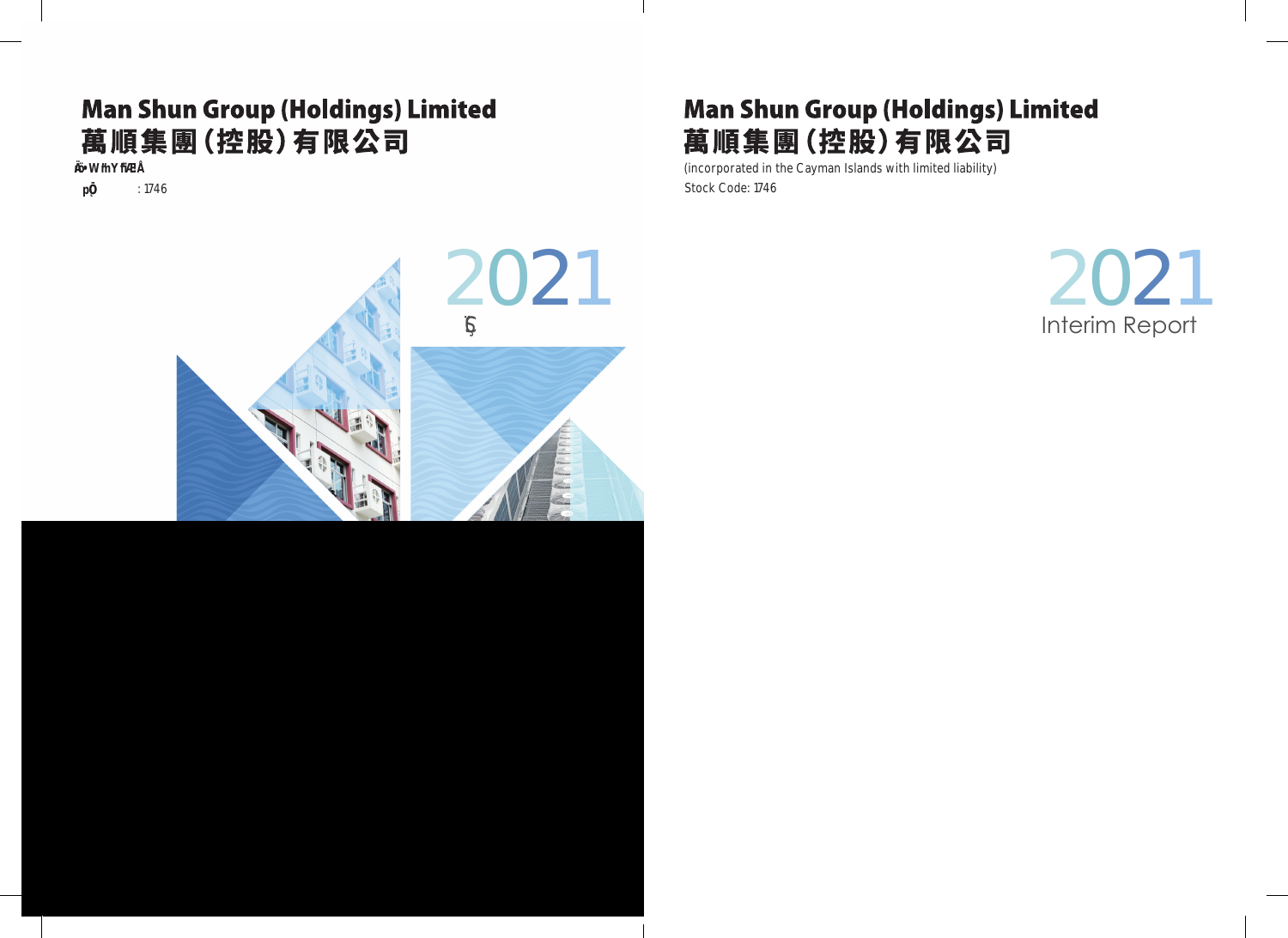# Man Shun Group (Holdings) Limited
# 萬順集團(控股)有限公司

Ãö• WfnY fiVÆÅ

pÕ : 1746

2021

Ç

# Man Shun Group (Holdings) Limited
# 萬順集團(控股)有限公司

(incorporated in the Cayman Islands with limited liability)

Stock Code: 1746

2021

Interim Report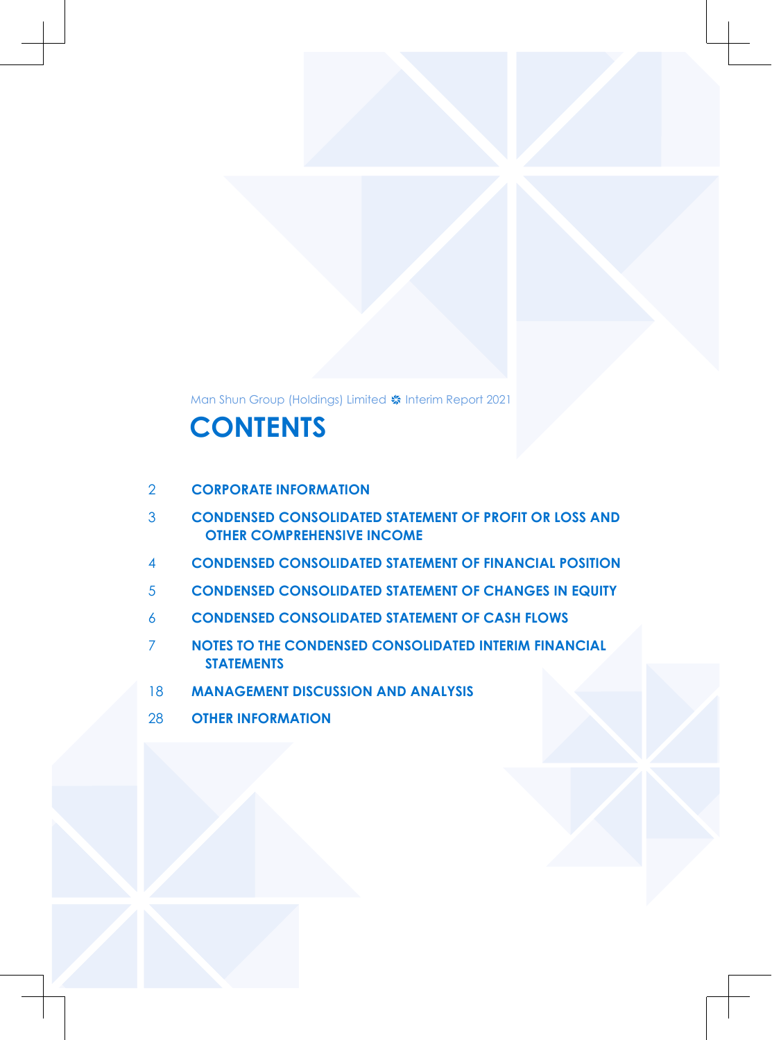# CONTENTS

2 CORPORATE INFORMATION

3 CONDENSED CONSOLIDATED STATEMENT OF PROFIT OR LOSS AND OTHER COMPREHENSIVE INCOME

4 CONDENSED CONSOLIDATED STATEMENT OF FINANCIAL POSITION

5 CONDENSED CONSOLIDATED STATEMENT OF CHANGES IN EQUITY

6 CONDENSED CONSOLIDATED STATEMENT OF CASH FLOWS

7 NOTES TO THE CONDENSED CONSOLIDATED INTERIM FINANCIAL STATEMENTS

18 MANAGEMENT DISCUSSION AND ANALYSIS

28 OTHER INFORMATION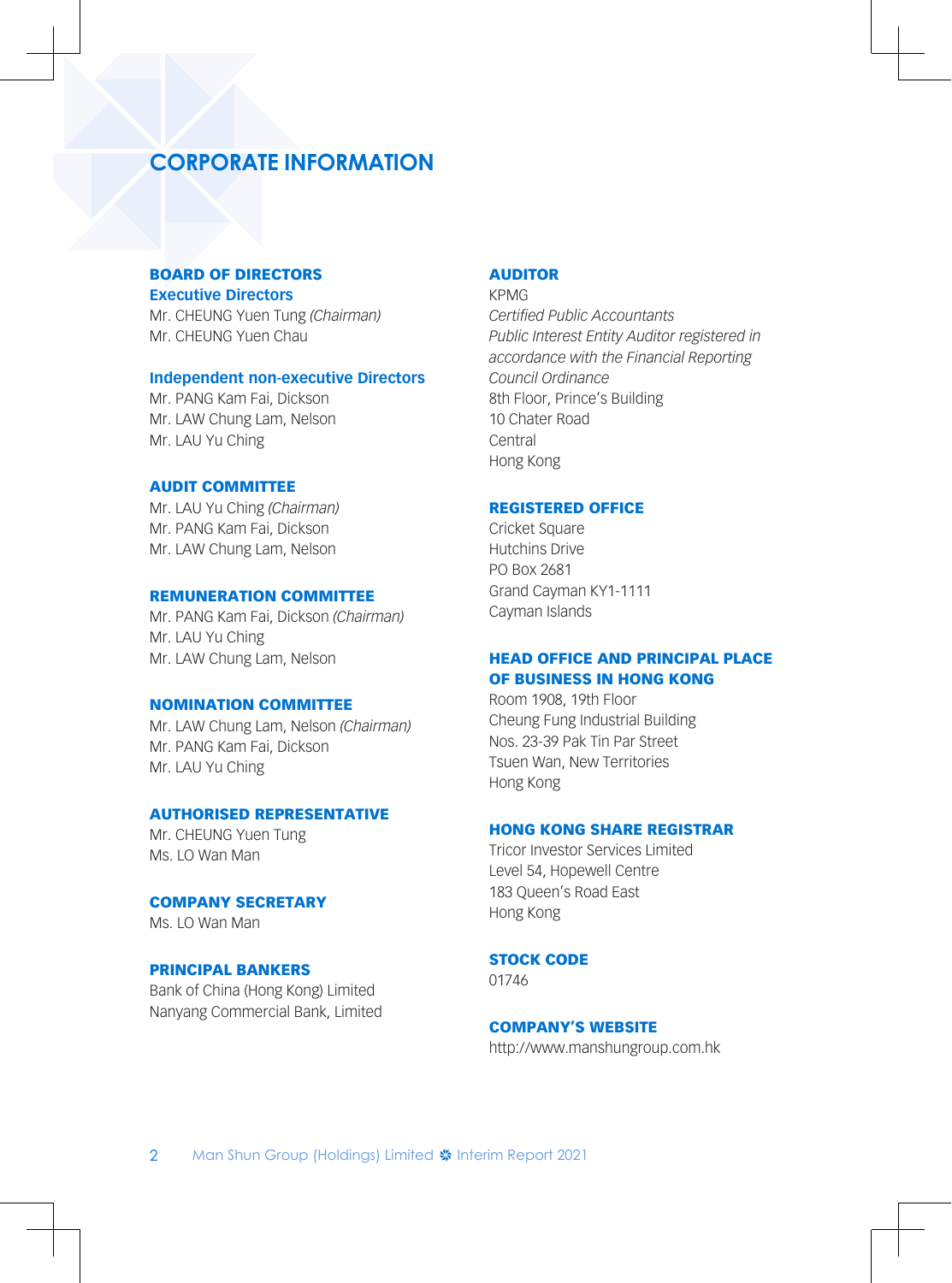# CORPORATE INFORMATION

## BOARD OF DIRECTORS

### Executive Directors

Mr. CHEUNG Yuen Tung *(Chairman)*
Mr. CHEUNG Yuen Chau

### Independent non-executive Directors

Mr. PANG Kam Fai, Dickson
Mr. LAW Chung Lam, Nelson
Mr. LAU Yu Ching

## AUDIT COMMITTEE

Mr. LAU Yu Ching *(Chairman)*
Mr. PANG Kam Fai, Dickson
Mr. LAW Chung Lam, Nelson

## REMUNERATION COMMITTEE

Mr. PANG Kam Fai, Dickson *(Chairman)*
Mr. LAU Yu Ching
Mr. LAW Chung Lam, Nelson

## NOMINATION COMMITTEE

Mr. LAW Chung Lam, Nelson *(Chairman)*
Mr. PANG Kam Fai, Dickson
Mr. LAU Yu Ching

## AUTHORISED REPRESENTATIVE

Mr. CHEUNG Yuen Tung
Ms. LO Wan Man

## COMPANY SECRETARY

Ms. LO Wan Man

## PRINCIPAL BANKERS

Bank of China (Hong Kong) Limited
Nanyang Commercial Bank, Limited

## AUDITOR

KPMG
*Certified Public Accountants*
*Public Interest Entity Auditor registered in accordance with the Financial Reporting Council Ordinance*
8th Floor, Prince's Building
10 Chater Road
Central
Hong Kong

## REGISTERED OFFICE

Cricket Square
Hutchins Drive
PO Box 2681
Grand Cayman KY1-1111
Cayman Islands

## HEAD OFFICE AND PRINCIPAL PLACE OF BUSINESS IN HONG KONG

Room 1908, 19th Floor
Cheung Fung Industrial Building
Nos. 23-39 Pak Tin Par Street
Tsuen Wan, New Territories
Hong Kong

## HONG KONG SHARE REGISTRAR

Tricor Investor Services Limited
Level 54, Hopewell Centre
183 Queen's Road East
Hong Kong

## STOCK CODE

01746

## COMPANY'S WEBSITE

http://www.manshungroup.com.hk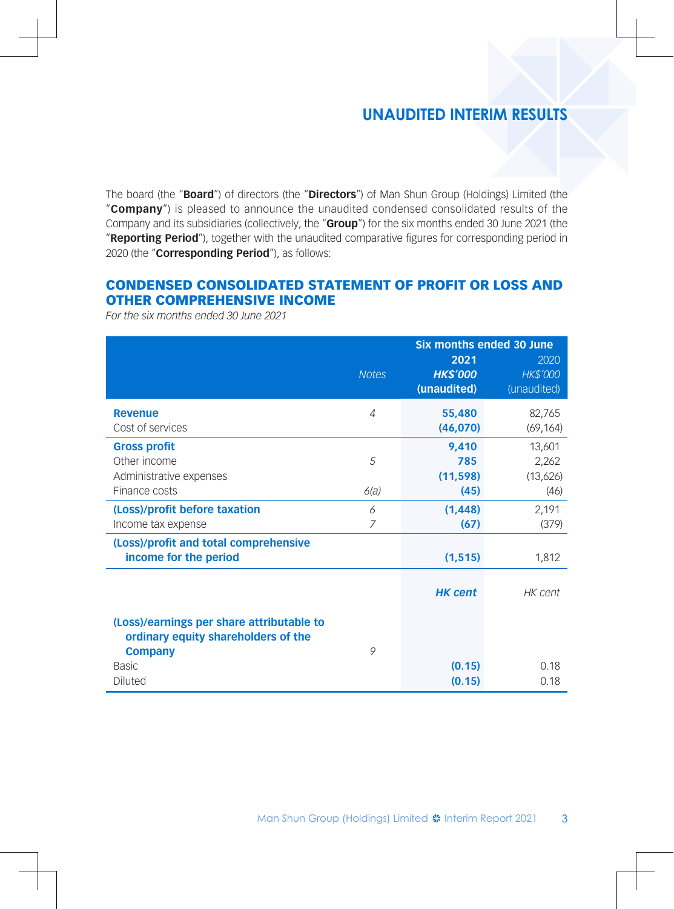# UNAUDITED INTERIM RESULTS

The board (the "**Board**") of directors (the "**Directors**") of Man Shun Group (Holdings) Limited (the "**Company**") is pleased to announce the unaudited condensed consolidated results of the Company and its subsidiaries (collectively, the "**Group**") for the six months ended 30 June 2021 (the "**Reporting Period**"), together with the unaudited comparative figures for corresponding period in 2020 (the "**Corresponding Period**"), as follows:

## CONDENSED CONSOLIDATED STATEMENT OF PROFIT OR LOSS AND OTHER COMPREHENSIVE INCOME

*For the six months ended 30 June 2021*

| | | Six months ended 30 June | |
|---|---|---|---|
| | *Notes* | **2021** | 2020 |
| | | ***HK$'000*** | *HK$'000* |
| | | **(unaudited)** | (unaudited) |
| **Revenue** | *4* | **55,480** | 82,765 |
| Cost of services | | **(46,070)** | (69,164) |
| **Gross profit** | | **9,410** | 13,601 |
| Other income | *5* | **785** | 2,262 |
| Administrative expenses | | **(11,598)** | (13,626) |
| Finance costs | *6(a)* | **(45)** | (46) |
| **(Loss)/profit before taxation** | *6* | **(1,448)** | 2,191 |
| Income tax expense | *7* | **(67)** | (379) |
| **(Loss)/profit and total comprehensive income for the period** | | **(1,515)** | 1,812 |
| | | ***HK cent*** | *HK cent* |
| **(Loss)/earnings per share attributable to ordinary equity shareholders of the Company** | *9* | | |
| Basic | | **(0.15)** | 0.18 |
| Diluted | | **(0.15)** | 0.18 |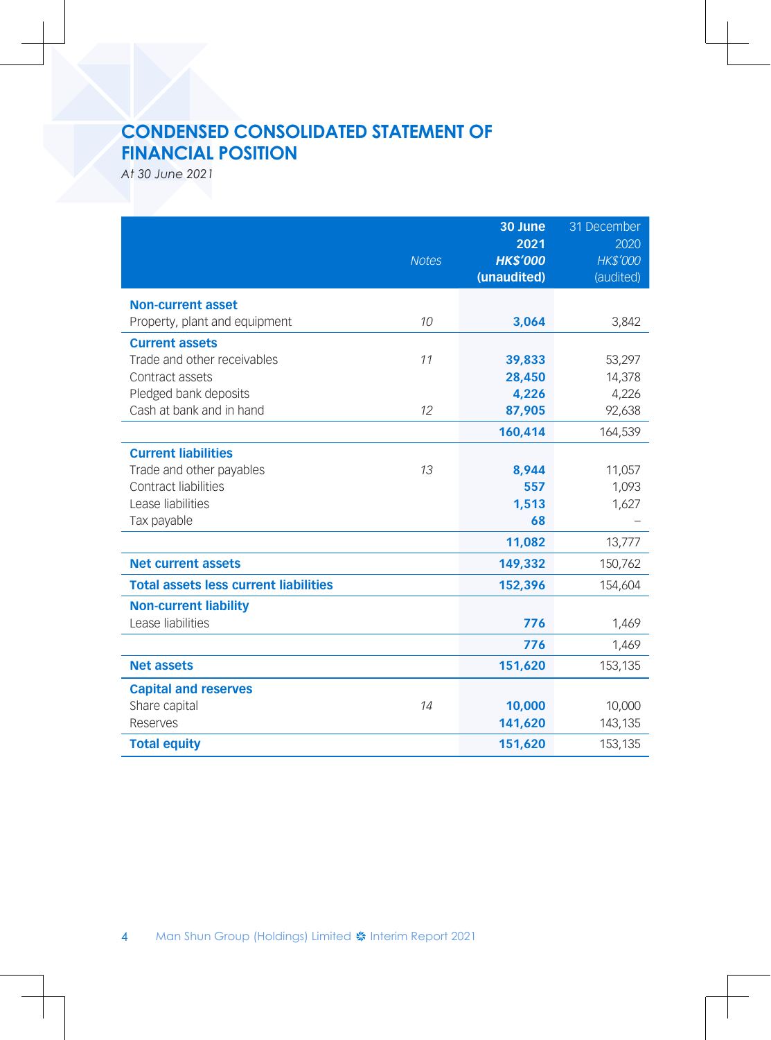# CONDENSED CONSOLIDATED STATEMENT OF FINANCIAL POSITION

*At 30 June 2021*

| | Notes | 30 June 2021 HK$'000 (unaudited) | 31 December 2020 HK$'000 (audited) |
|---|---|---|---|
| **Non-current asset** | | | |
| Property, plant and equipment | 10 | 3,064 | 3,842 |
| **Current assets** | | | |
| Trade and other receivables | 11 | 39,833 | 53,297 |
| Contract assets | | 28,450 | 14,378 |
| Pledged bank deposits | | 4,226 | 4,226 |
| Cash at bank and in hand | 12 | 87,905 | 92,638 |
| | | 160,414 | 164,539 |
| **Current liabilities** | | | |
| Trade and other payables | 13 | 8,944 | 11,057 |
| Contract liabilities | | 557 | 1,093 |
| Lease liabilities | | 1,513 | 1,627 |
| Tax payable | | 68 | – |
| | | 11,082 | 13,777 |
| **Net current assets** | | 149,332 | 150,762 |
| **Total assets less current liabilities** | | 152,396 | 154,604 |
| **Non-current liability** | | | |
| Lease liabilities | | 776 | 1,469 |
| | | 776 | 1,469 |
| **Net assets** | | 151,620 | 153,135 |
| **Capital and reserves** | | | |
| Share capital | 14 | 10,000 | 10,000 |
| Reserves | | 141,620 | 143,135 |
| **Total equity** | | 151,620 | 153,135 |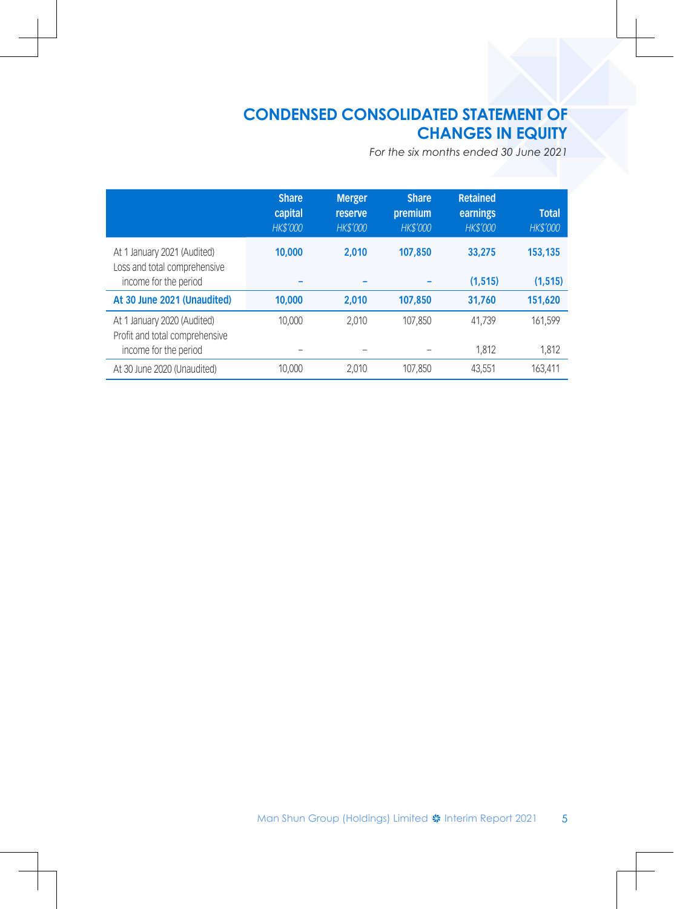# CONDENSED CONSOLIDATED STATEMENT OF CHANGES IN EQUITY

*For the six months ended 30 June 2021*

| | Share capital *HK$'000* | Merger reserve *HK$'000* | Share premium *HK$'000* | Retained earnings *HK$'000* | Total *HK$'000* |
|---|---|---|---|---|---|
| At 1 January 2021 (Audited) | **10,000** | **2,010** | **107,850** | **33,275** | **153,135** |
| Loss and total comprehensive income for the period | – | – | – | (1,515) | (1,515) |
| **At 30 June 2021 (Unaudited)** | **10,000** | **2,010** | **107,850** | **31,760** | **151,620** |
| At 1 January 2020 (Audited) | 10,000 | 2,010 | 107,850 | 41,739 | 161,599 |
| Profit and total comprehensive income for the period | – | – | – | 1,812 | 1,812 |
| At 30 June 2020 (Unaudited) | 10,000 | 2,010 | 107,850 | 43,551 | 163,411 |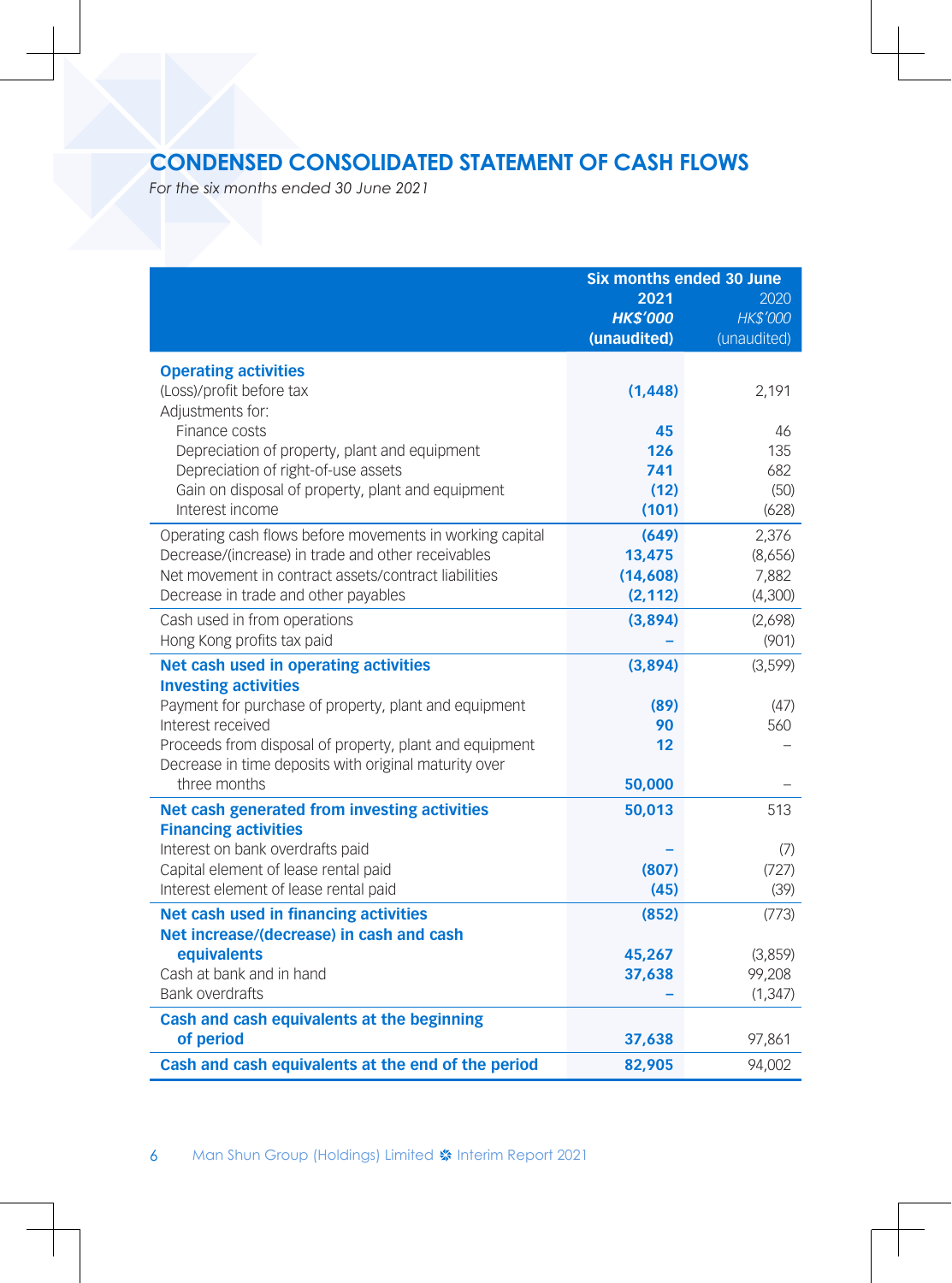# CONDENSED CONSOLIDATED STATEMENT OF CASH FLOWS

*For the six months ended 30 June 2021*

| | Six months ended 30 June | |
|---|---|---|
| | **2021** | 2020 |
| | ***HK$'000*** | *HK$'000* |
| | **(unaudited)** | (unaudited) |
| **Operating activities** | | |
| (Loss)/profit before tax | **(1,448)** | 2,191 |
| Adjustments for: | | |
| Finance costs | **45** | 46 |
| Depreciation of property, plant and equipment | **126** | 135 |
| Depreciation of right-of-use assets | **741** | 682 |
| Gain on disposal of property, plant and equipment | **(12)** | (50) |
| Interest income | **(101)** | (628) |
| Operating cash flows before movements in working capital | **(649)** | 2,376 |
| Decrease/(increase) in trade and other receivables | **13,475** | (8,656) |
| Net movement in contract assets/contract liabilities | **(14,608)** | 7,882 |
| Decrease in trade and other payables | **(2,112)** | (4,300) |
| Cash used in from operations | **(3,894)** | (2,698) |
| Hong Kong profits tax paid | **–** | (901) |
| **Net cash used in operating activities** | **(3,894)** | (3,599) |
| **Investing activities** | | |
| Payment for purchase of property, plant and equipment | **(89)** | (47) |
| Interest received | **90** | 560 |
| Proceeds from disposal of property, plant and equipment | **12** | – |
| Decrease in time deposits with original maturity over three months | **50,000** | – |
| **Net cash generated from investing activities** | **50,013** | 513 |
| **Financing activities** | | |
| Interest on bank overdrafts paid | **–** | (7) |
| Capital element of lease rental paid | **(807)** | (727) |
| Interest element of lease rental paid | **(45)** | (39) |
| **Net cash used in financing activities** | **(852)** | (773) |
| **Net increase/(decrease) in cash and cash equivalents** | **45,267** | (3,859) |
| Cash at bank and in hand | **37,638** | 99,208 |
| Bank overdrafts | **–** | (1,347) |
| **Cash and cash equivalents at the beginning of period** | **37,638** | 97,861 |
| **Cash and cash equivalents at the end of the period** | **82,905** | 94,002 |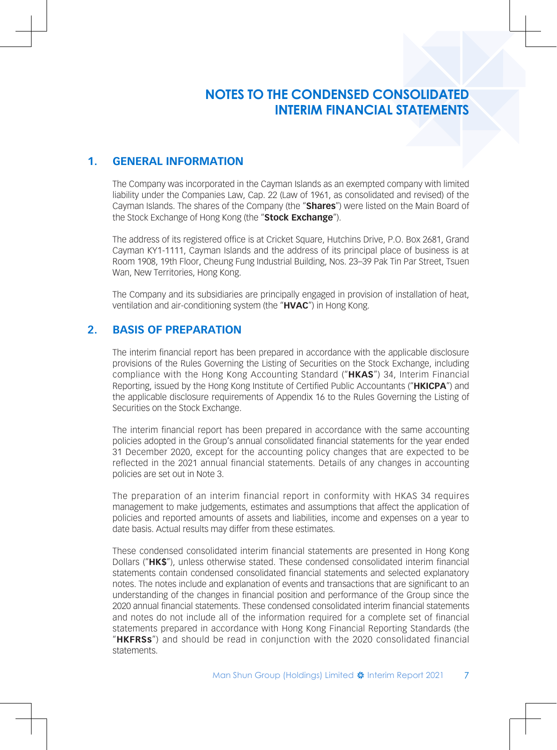# NOTES TO THE CONDENSED CONSOLIDATED INTERIM FINANCIAL STATEMENTS

## 1. GENERAL INFORMATION

The Company was incorporated in the Cayman Islands as an exempted company with limited liability under the Companies Law, Cap. 22 (Law of 1961, as consolidated and revised) of the Cayman Islands. The shares of the Company (the "**Shares**") were listed on the Main Board of the Stock Exchange of Hong Kong (the "**Stock Exchange**").

The address of its registered office is at Cricket Square, Hutchins Drive, P.O. Box 2681, Grand Cayman KY1-1111, Cayman Islands and the address of its principal place of business is at Room 1908, 19th Floor, Cheung Fung Industrial Building, Nos. 23–39 Pak Tin Par Street, Tsuen Wan, New Territories, Hong Kong.

The Company and its subsidiaries are principally engaged in provision of installation of heat, ventilation and air-conditioning system (the "**HVAC**") in Hong Kong.

## 2. BASIS OF PREPARATION

The interim financial report has been prepared in accordance with the applicable disclosure provisions of the Rules Governing the Listing of Securities on the Stock Exchange, including compliance with the Hong Kong Accounting Standard ("**HKAS**") 34, Interim Financial Reporting, issued by the Hong Kong Institute of Certified Public Accountants ("**HKICPA**") and the applicable disclosure requirements of Appendix 16 to the Rules Governing the Listing of Securities on the Stock Exchange.

The interim financial report has been prepared in accordance with the same accounting policies adopted in the Group's annual consolidated financial statements for the year ended 31 December 2020, except for the accounting policy changes that are expected to be reflected in the 2021 annual financial statements. Details of any changes in accounting policies are set out in Note 3.

The preparation of an interim financial report in conformity with HKAS 34 requires management to make judgements, estimates and assumptions that affect the application of policies and reported amounts of assets and liabilities, income and expenses on a year to date basis. Actual results may differ from these estimates.

These condensed consolidated interim financial statements are presented in Hong Kong Dollars ("**HK$**"), unless otherwise stated. These condensed consolidated interim financial statements contain condensed consolidated financial statements and selected explanatory notes. The notes include and explanation of events and transactions that are significant to an understanding of the changes in financial position and performance of the Group since the 2020 annual financial statements. These condensed consolidated interim financial statements and notes do not include all of the information required for a complete set of financial statements prepared in accordance with Hong Kong Financial Reporting Standards (the "**HKFRSs**") and should be read in conjunction with the 2020 consolidated financial statements.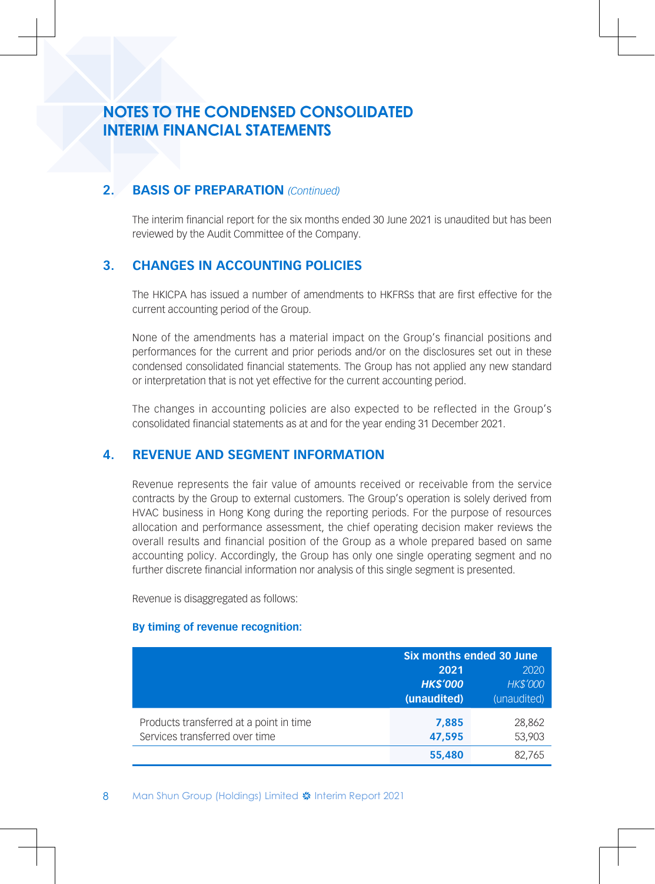# NOTES TO THE CONDENSED CONSOLIDATED INTERIM FINANCIAL STATEMENTS

## 2. BASIS OF PREPARATION *(Continued)*

The interim financial report for the six months ended 30 June 2021 is unaudited but has been reviewed by the Audit Committee of the Company.

## 3. CHANGES IN ACCOUNTING POLICIES

The HKICPA has issued a number of amendments to HKFRSs that are first effective for the current accounting period of the Group.

None of the amendments has a material impact on the Group's financial positions and performances for the current and prior periods and/or on the disclosures set out in these condensed consolidated financial statements. The Group has not applied any new standard or interpretation that is not yet effective for the current accounting period.

The changes in accounting policies are also expected to be reflected in the Group's consolidated financial statements as at and for the year ending 31 December 2021.

## 4. REVENUE AND SEGMENT INFORMATION

Revenue represents the fair value of amounts received or receivable from the service contracts by the Group to external customers. The Group's operation is solely derived from HVAC business in Hong Kong during the reporting periods. For the purpose of resources allocation and performance assessment, the chief operating decision maker reviews the overall results and financial position of the Group as a whole prepared based on same accounting policy. Accordingly, the Group has only one single operating segment and no further discrete financial information nor analysis of this single segment is presented.

Revenue is disaggregated as follows:

**By timing of revenue recognition:**

| | Six months ended 30 June | |
|---|---|---|
| | **2021** | 2020 |
| | ***HK$'000*** | *HK$'000* |
| | **(unaudited)** | (unaudited) |
| Products transferred at a point in time | **7,885** | 28,862 |
| Services transferred over time | **47,595** | 53,903 |
| | **55,480** | 82,765 |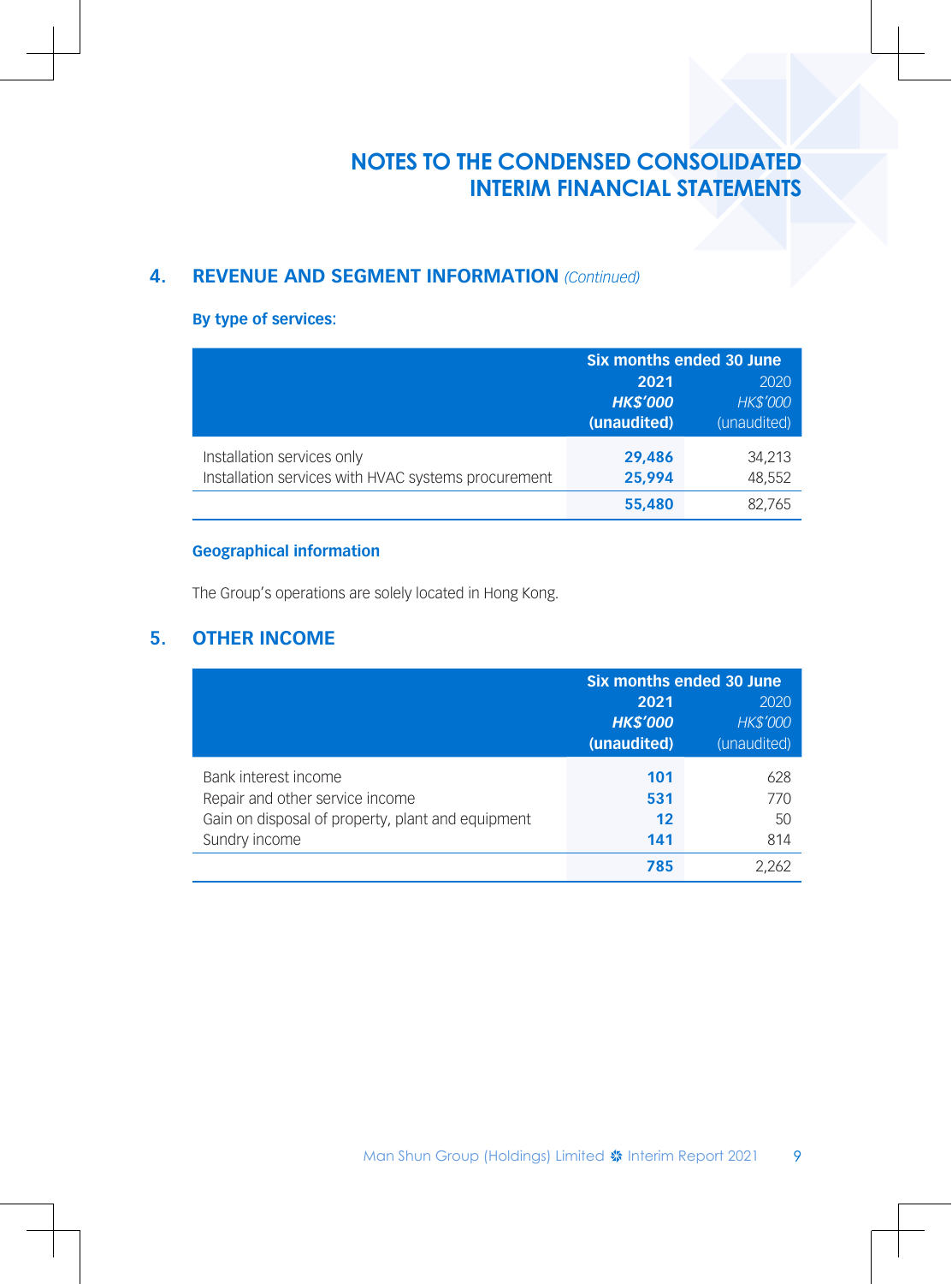# NOTES TO THE CONDENSED CONSOLIDATED INTERIM FINANCIAL STATEMENTS

## 4. REVENUE AND SEGMENT INFORMATION *(Continued)*

**By type of services:**

| | Six months ended 30 June | |
|---|---|---|
| | **2021** | 2020 |
| | ***HK$'000*** | *HK$'000* |
| | **(unaudited)** | (unaudited) |
| Installation services only | **29,486** | 34,213 |
| Installation services with HVAC systems procurement | **25,994** | 48,552 |
| | **55,480** | 82,765 |

**Geographical information**

The Group's operations are solely located in Hong Kong.

## 5. OTHER INCOME

| | Six months ended 30 June | |
|---|---|---|
| | **2021** | 2020 |
| | ***HK$'000*** | *HK$'000* |
| | **(unaudited)** | (unaudited) |
| Bank interest income | **101** | 628 |
| Repair and other service income | **531** | 770 |
| Gain on disposal of property, plant and equipment | **12** | 50 |
| Sundry income | **141** | 814 |
| | **785** | 2,262 |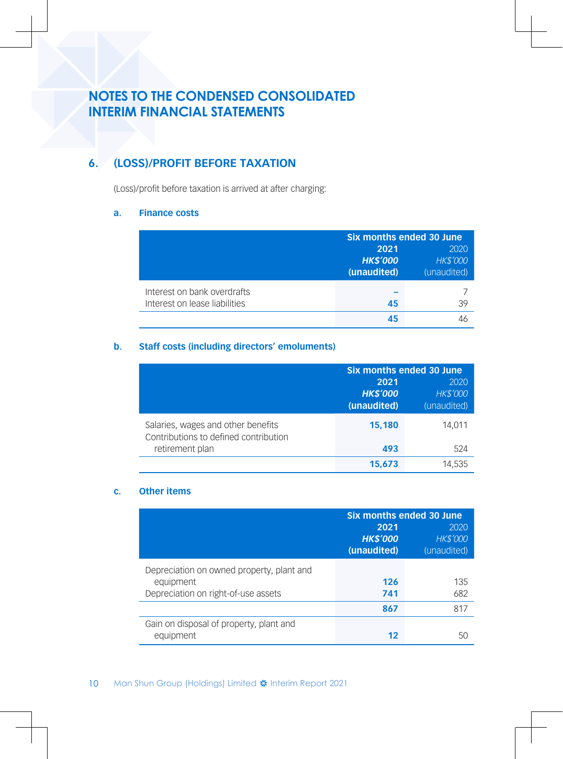# NOTES TO THE CONDENSED CONSOLIDATED INTERIM FINANCIAL STATEMENTS

## 6. (LOSS)/PROFIT BEFORE TAXATION

(Loss)/profit before taxation is arrived at after charging:

### a. Finance costs

| | Six months ended 30 June | |
|---|---|---|
| | **2021** | 2020 |
| | ***HK$'000*** | *HK$'000* |
| | **(unaudited)** | (unaudited) |
| Interest on bank overdrafts | **–** | 7 |
| Interest on lease liabilities | **45** | 39 |
| | **45** | 46 |

### b. Staff costs (including directors' emoluments)

| | Six months ended 30 June | |
|---|---|---|
| | **2021** | 2020 |
| | ***HK$'000*** | *HK$'000* |
| | **(unaudited)** | (unaudited) |
| Salaries, wages and other benefits | **15,180** | 14,011 |
| Contributions to defined contribution retirement plan | **493** | 524 |
| | **15,673** | 14,535 |

### c. Other items

| | Six months ended 30 June | |
|---|---|---|
| | **2021** | 2020 |
| | ***HK$'000*** | *HK$'000* |
| | **(unaudited)** | (unaudited) |
| Depreciation on owned property, plant and equipment | **126** | 135 |
| Depreciation on right-of-use assets | **741** | 682 |
| | **867** | 817 |
| Gain on disposal of property, plant and equipment | **12** | 50 |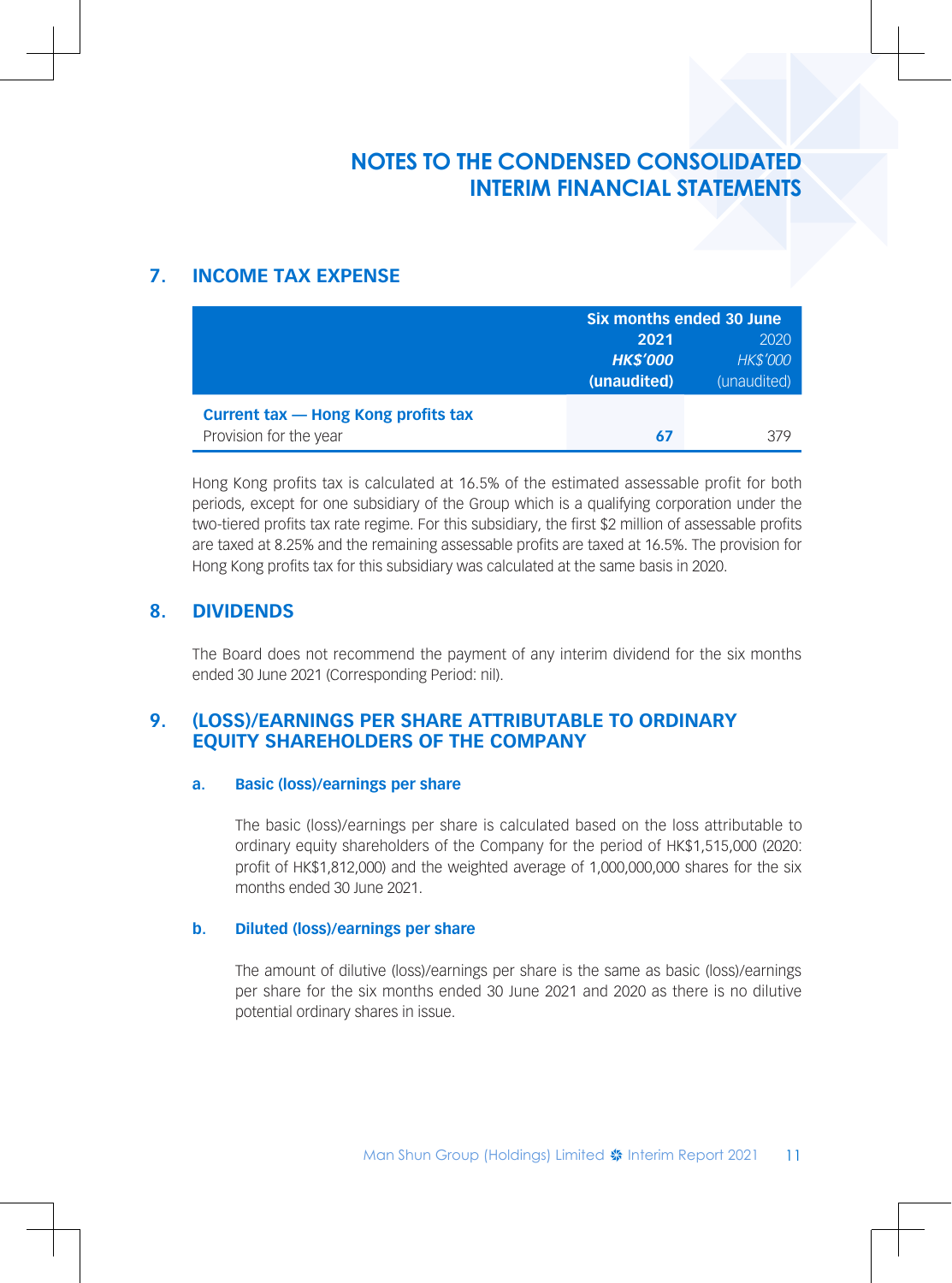# NOTES TO THE CONDENSED CONSOLIDATED INTERIM FINANCIAL STATEMENTS

## 7. INCOME TAX EXPENSE

| | Six months ended 30 June | |
|---|---|---|
| | **2021** | 2020 |
| | ***HK$'000*** | *HK$'000* |
| | **(unaudited)** | (unaudited) |
| **Current tax — Hong Kong profits tax** | | |
| Provision for the year | **67** | 379 |

Hong Kong profits tax is calculated at 16.5% of the estimated assessable profit for both periods, except for one subsidiary of the Group which is a qualifying corporation under the two-tiered profits tax rate regime. For this subsidiary, the first $2 million of assessable profits are taxed at 8.25% and the remaining assessable profits are taxed at 16.5%. The provision for Hong Kong profits tax for this subsidiary was calculated at the same basis in 2020.

## 8. DIVIDENDS

The Board does not recommend the payment of any interim dividend for the six months ended 30 June 2021 (Corresponding Period: nil).

## 9. (LOSS)/EARNINGS PER SHARE ATTRIBUTABLE TO ORDINARY EQUITY SHAREHOLDERS OF THE COMPANY

### a. Basic (loss)/earnings per share

The basic (loss)/earnings per share is calculated based on the loss attributable to ordinary equity shareholders of the Company for the period of HK$1,515,000 (2020: profit of HK$1,812,000) and the weighted average of 1,000,000,000 shares for the six months ended 30 June 2021.

### b. Diluted (loss)/earnings per share

The amount of dilutive (loss)/earnings per share is the same as basic (loss)/earnings per share for the six months ended 30 June 2021 and 2020 as there is no dilutive potential ordinary shares in issue.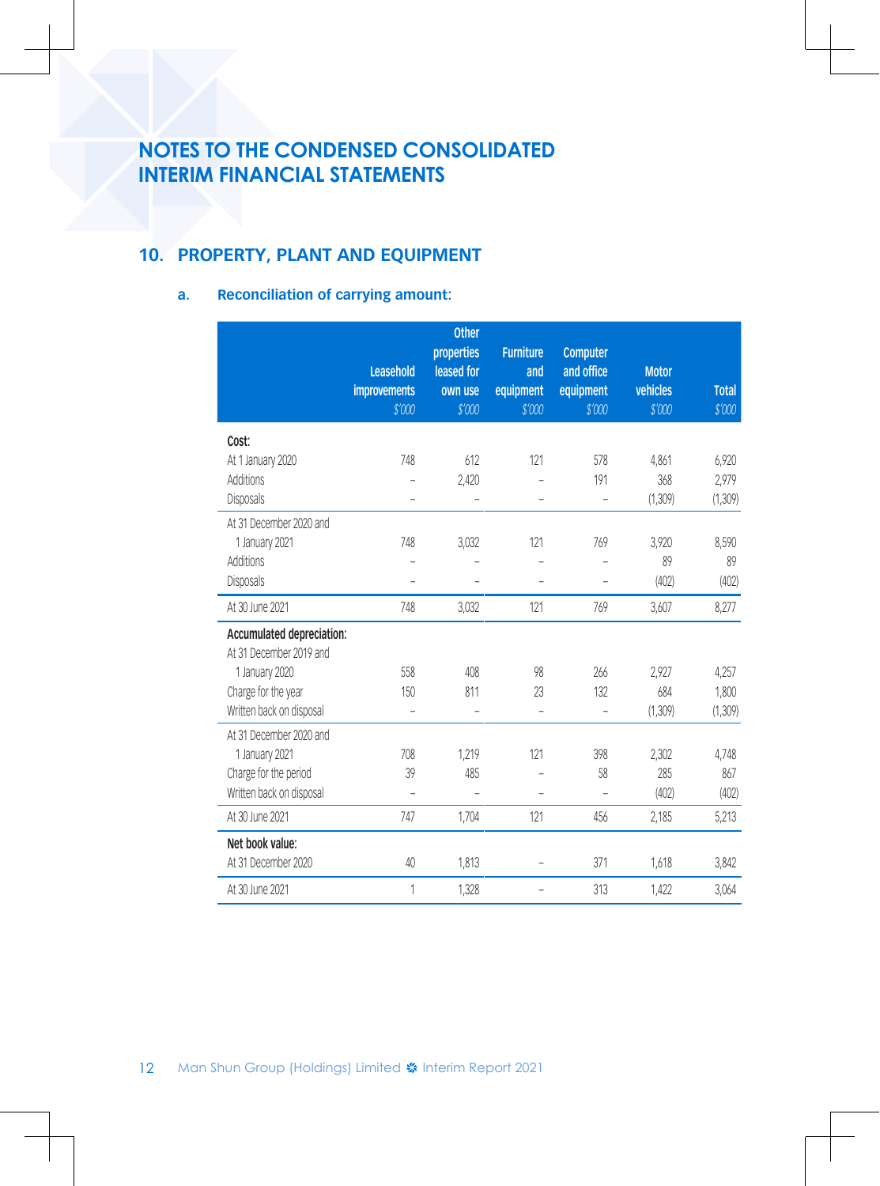# NOTES TO THE CONDENSED CONSOLIDATED INTERIM FINANCIAL STATEMENTS

## 10. PROPERTY, PLANT AND EQUIPMENT

### a. Reconciliation of carrying amount:

| | Leasehold improvements $'000 | Other properties leased for own use $'000 | Furniture and equipment $'000 | Computer and office equipment $'000 | Motor vehicles $'000 | Total $'000 |
|---|---|---|---|---|---|---|
| **Cost:** | | | | | | |
| At 1 January 2020 | 748 | 612 | 121 | 578 | 4,861 | 6,920 |
| Additions | – | 2,420 | – | 191 | 368 | 2,979 |
| Disposals | – | – | – | – | (1,309) | (1,309) |
| At 31 December 2020 and 1 January 2021 | 748 | 3,032 | 121 | 769 | 3,920 | 8,590 |
| Additions | – | – | – | – | 89 | 89 |
| Disposals | – | – | – | – | (402) | (402) |
| At 30 June 2021 | 748 | 3,032 | 121 | 769 | 3,607 | 8,277 |
| **Accumulated depreciation:** | | | | | | |
| At 31 December 2019 and 1 January 2020 | 558 | 408 | 98 | 266 | 2,927 | 4,257 |
| Charge for the year | 150 | 811 | 23 | 132 | 684 | 1,800 |
| Written back on disposal | – | – | – | – | (1,309) | (1,309) |
| At 31 December 2020 and 1 January 2021 | 708 | 1,219 | 121 | 398 | 2,302 | 4,748 |
| Charge for the period | 39 | 485 | – | 58 | 285 | 867 |
| Written back on disposal | – | – | – | – | (402) | (402) |
| At 30 June 2021 | 747 | 1,704 | 121 | 456 | 2,185 | 5,213 |
| **Net book value:** | | | | | | |
| At 31 December 2020 | 40 | 1,813 | – | 371 | 1,618 | 3,842 |
| At 30 June 2021 | 1 | 1,328 | – | 313 | 1,422 | 3,064 |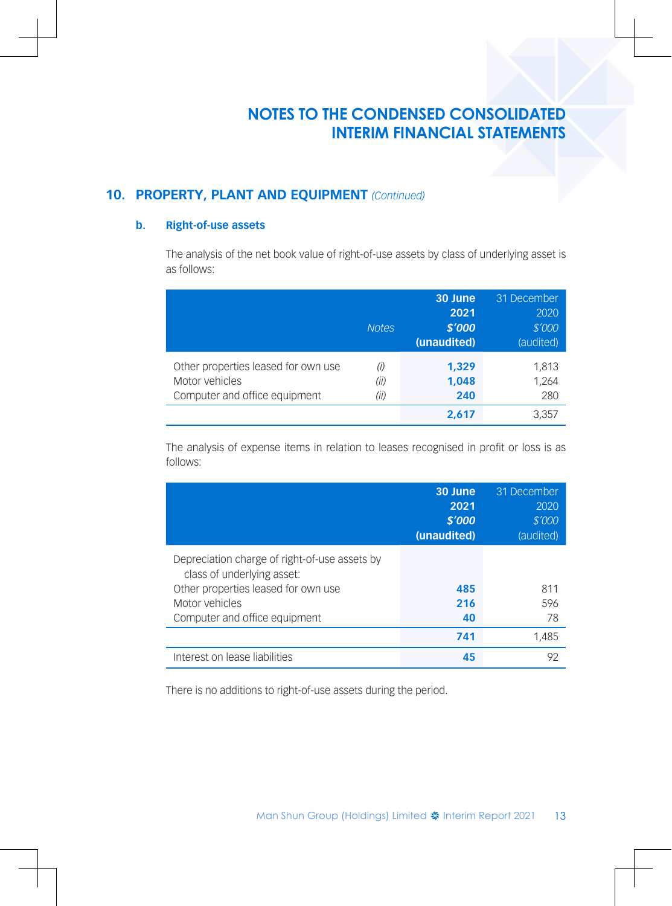# NOTES TO THE CONDENSED CONSOLIDATED INTERIM FINANCIAL STATEMENTS

## 10. PROPERTY, PLANT AND EQUIPMENT *(Continued)*

### b. Right-of-use assets

The analysis of the net book value of right-of-use assets by class of underlying asset is as follows:

| | *Notes* | **30 June 2021 *$'000* (unaudited)** | 31 December 2020 *$'000* (audited) |
|---|---|---|---|
| Other properties leased for own use | *(i)* | **1,329** | 1,813 |
| Motor vehicles | *(ii)* | **1,048** | 1,264 |
| Computer and office equipment | *(ii)* | **240** | 280 |
| | | **2,617** | 3,357 |

The analysis of expense items in relation to leases recognised in profit or loss is as follows:

| | **30 June 2021 *$'000* (unaudited)** | 31 December 2020 *$'000* (audited) |
|---|---|---|
| Depreciation charge of right-of-use assets by class of underlying asset: | | |
| Other properties leased for own use | **485** | 811 |
| Motor vehicles | **216** | 596 |
| Computer and office equipment | **40** | 78 |
| | **741** | 1,485 |
| Interest on lease liabilities | **45** | 92 |

There is no additions to right-of-use assets during the period.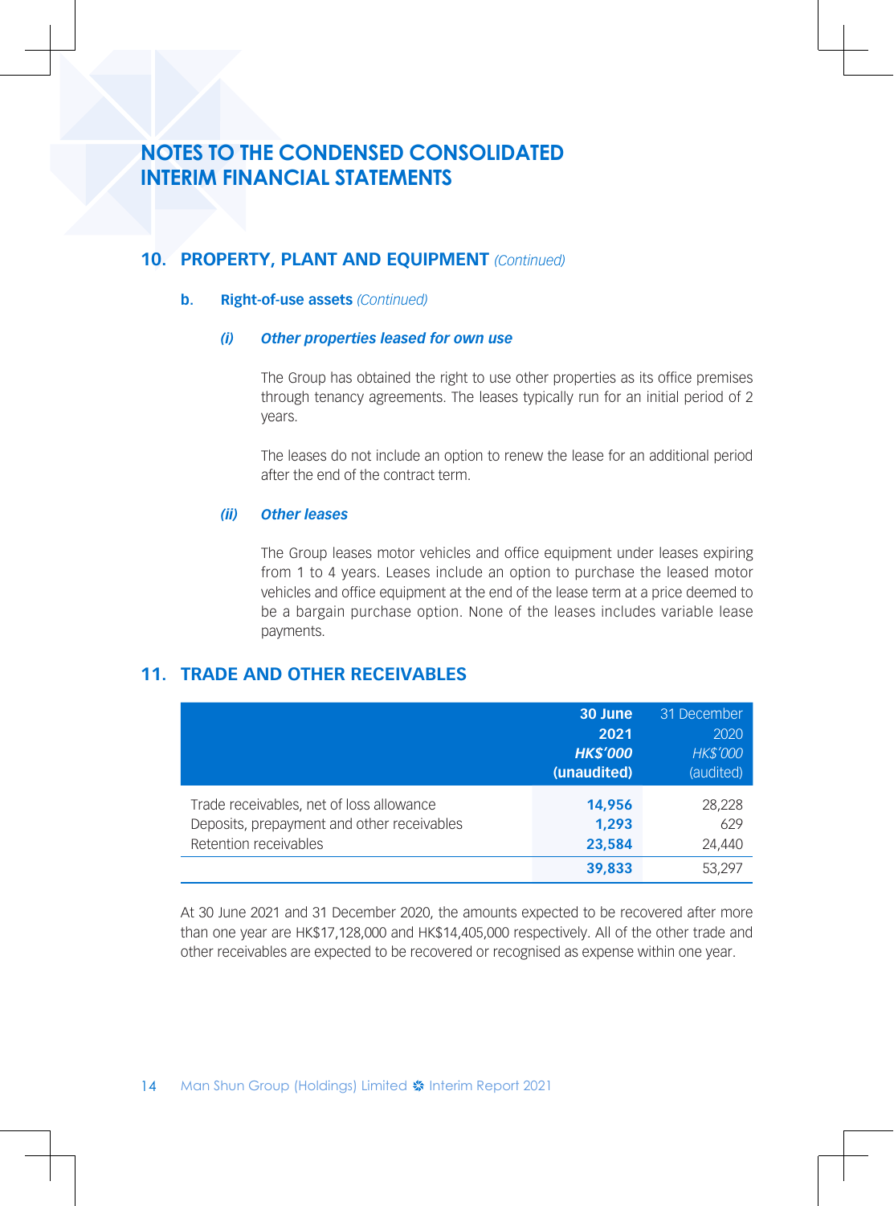# NOTES TO THE CONDENSED CONSOLIDATED INTERIM FINANCIAL STATEMENTS

## 10. PROPERTY, PLANT AND EQUIPMENT *(Continued)*

### b. Right-of-use assets *(Continued)*

#### *(i) Other properties leased for own use*

The Group has obtained the right to use other properties as its office premises through tenancy agreements. The leases typically run for an initial period of 2 years.

The leases do not include an option to renew the lease for an additional period after the end of the contract term.

#### *(ii) Other leases*

The Group leases motor vehicles and office equipment under leases expiring from 1 to 4 years. Leases include an option to purchase the leased motor vehicles and office equipment at the end of the lease term at a price deemed to be a bargain purchase option. None of the leases includes variable lease payments.

## 11. TRADE AND OTHER RECEIVABLES

| | 30 June 2021 *HK$'000* (unaudited) | 31 December 2020 *HK$'000* (audited) |
|---|---|---|
| Trade receivables, net of loss allowance | 14,956 | 28,228 |
| Deposits, prepayment and other receivables | 1,293 | 629 |
| Retention receivables | 23,584 | 24,440 |
| | 39,833 | 53,297 |

At 30 June 2021 and 31 December 2020, the amounts expected to be recovered after more than one year are HK$17,128,000 and HK$14,405,000 respectively. All of the other trade and other receivables are expected to be recovered or recognised as expense within one year.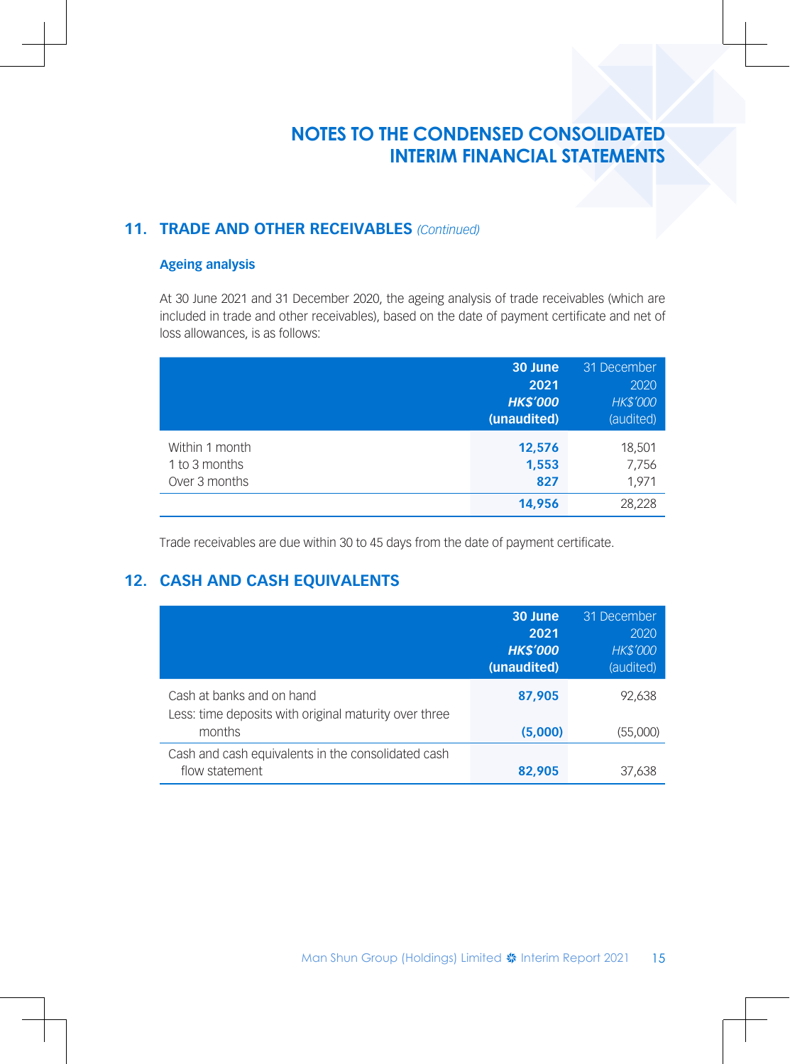# NOTES TO THE CONDENSED CONSOLIDATED INTERIM FINANCIAL STATEMENTS

## 11. TRADE AND OTHER RECEIVABLES *(Continued)*

### Ageing analysis

At 30 June 2021 and 31 December 2020, the ageing analysis of trade receivables (which are included in trade and other receivables), based on the date of payment certificate and net of loss allowances, is as follows:

| | **30 June 2021** ***HK$'000*** **(unaudited)** | 31 December 2020 *HK$'000* (audited) |
|---|---|---|
| Within 1 month | **12,576** | 18,501 |
| 1 to 3 months | **1,553** | 7,756 |
| Over 3 months | **827** | 1,971 |
| | **14,956** | 28,228 |

Trade receivables are due within 30 to 45 days from the date of payment certificate.

## 12. CASH AND CASH EQUIVALENTS

| | **30 June 2021** ***HK$'000*** **(unaudited)** | 31 December 2020 *HK$'000* (audited) |
|---|---|---|
| Cash at banks and on hand | **87,905** | 92,638 |
| Less: time deposits with original maturity over three months | **(5,000)** | (55,000) |
| Cash and cash equivalents in the consolidated cash flow statement | **82,905** | 37,638 |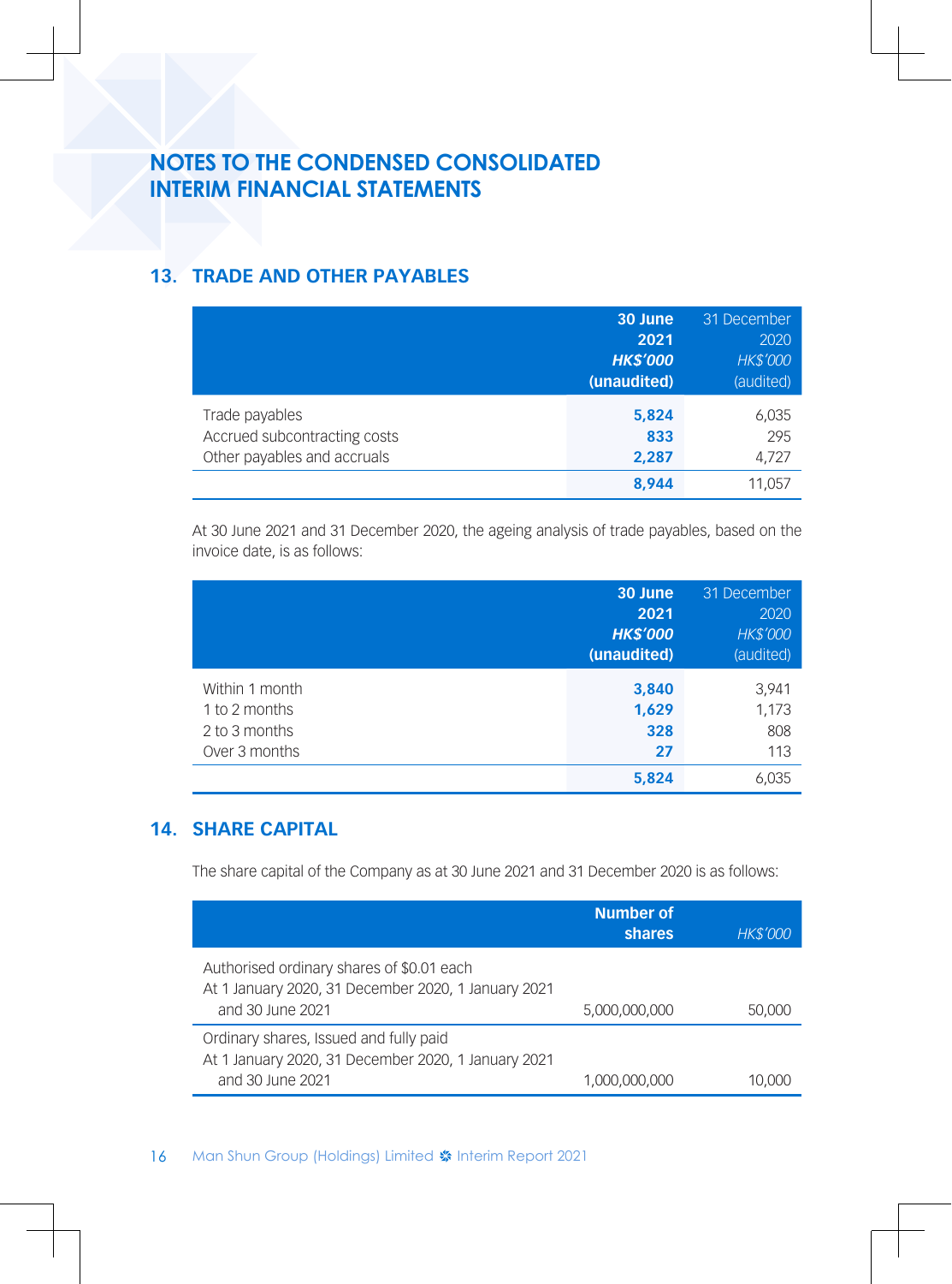# NOTES TO THE CONDENSED CONSOLIDATED INTERIM FINANCIAL STATEMENTS

## 13. TRADE AND OTHER PAYABLES

| | **30 June 2021 *HK$'000* (unaudited)** | 31 December 2020 *HK$'000* (audited) |
|---|---|---|
| Trade payables | **5,824** | 6,035 |
| Accrued subcontracting costs | **833** | 295 |
| Other payables and accruals | **2,287** | 4,727 |
| | **8,944** | 11,057 |

At 30 June 2021 and 31 December 2020, the ageing analysis of trade payables, based on the invoice date, is as follows:

| | **30 June 2021 *HK$'000* (unaudited)** | 31 December 2020 *HK$'000* (audited) |
|---|---|---|
| Within 1 month | **3,840** | 3,941 |
| 1 to 2 months | **1,629** | 1,173 |
| 2 to 3 months | **328** | 808 |
| Over 3 months | **27** | 113 |
| | **5,824** | 6,035 |

## 14. SHARE CAPITAL

The share capital of the Company as at 30 June 2021 and 31 December 2020 is as follows:

| | **Number of shares** | *HK$'000* |
|---|---|---|
| Authorised ordinary shares of $0.01 each<br>At 1 January 2020, 31 December 2020, 1 January 2021 and 30 June 2021 | 5,000,000,000 | 50,000 |
| Ordinary shares, Issued and fully paid<br>At 1 January 2020, 31 December 2020, 1 January 2021 and 30 June 2021 | 1,000,000,000 | 10,000 |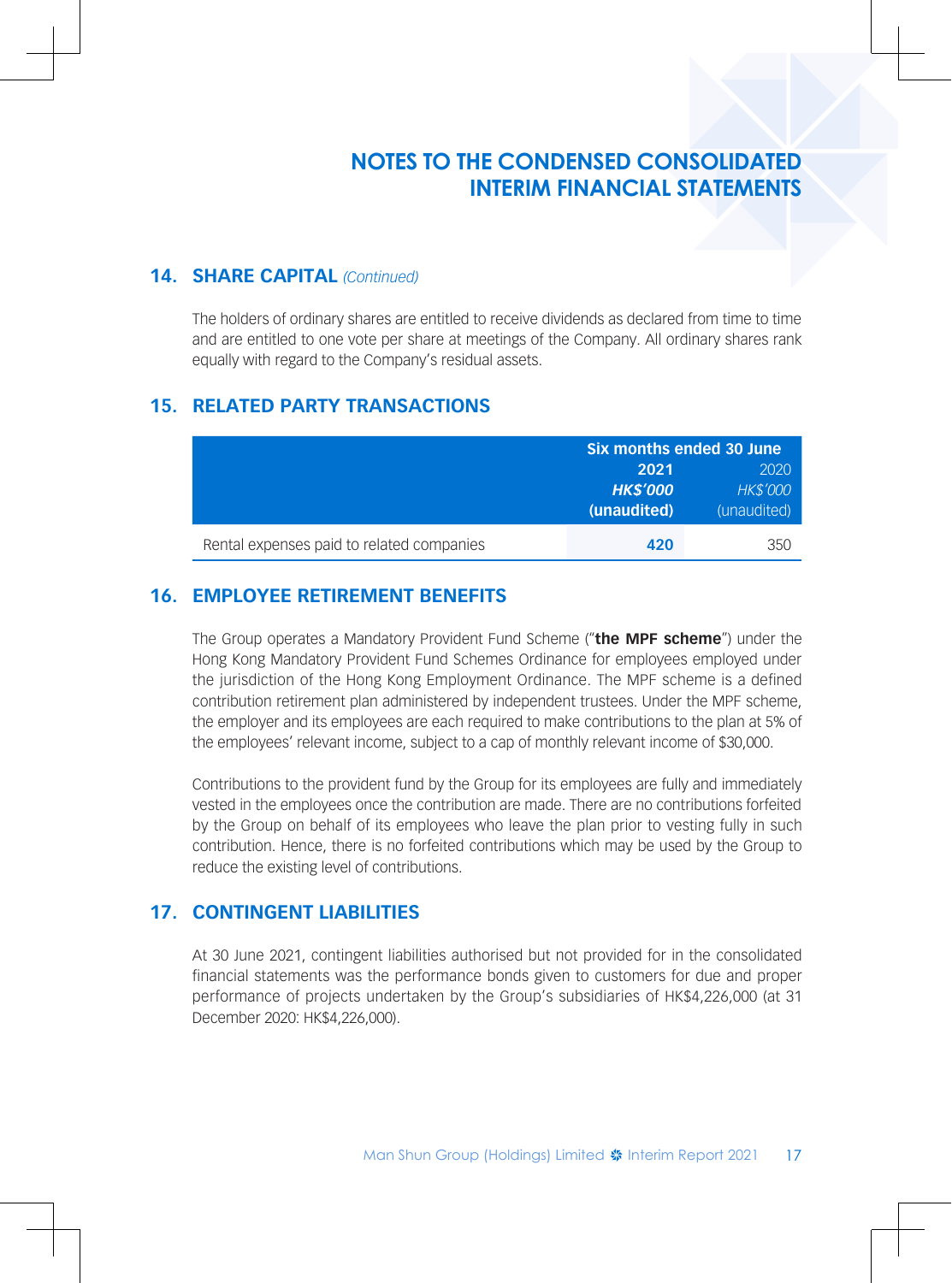# NOTES TO THE CONDENSED CONSOLIDATED INTERIM FINANCIAL STATEMENTS

## 14. SHARE CAPITAL *(Continued)*

The holders of ordinary shares are entitled to receive dividends as declared from time to time and are entitled to one vote per share at meetings of the Company. All ordinary shares rank equally with regard to the Company's residual assets.

## 15. RELATED PARTY TRANSACTIONS

| | Six months ended 30 June | |
|---|---|---|
| | **2021** | 2020 |
| | ***HK$'000*** | *HK$'000* |
| | **(unaudited)** | (unaudited) |
| Rental expenses paid to related companies | **420** | 350 |

## 16. EMPLOYEE RETIREMENT BENEFITS

The Group operates a Mandatory Provident Fund Scheme ("**the MPF scheme**") under the Hong Kong Mandatory Provident Fund Schemes Ordinance for employees employed under the jurisdiction of the Hong Kong Employment Ordinance. The MPF scheme is a defined contribution retirement plan administered by independent trustees. Under the MPF scheme, the employer and its employees are each required to make contributions to the plan at 5% of the employees' relevant income, subject to a cap of monthly relevant income of $30,000.

Contributions to the provident fund by the Group for its employees are fully and immediately vested in the employees once the contribution are made. There are no contributions forfeited by the Group on behalf of its employees who leave the plan prior to vesting fully in such contribution. Hence, there is no forfeited contributions which may be used by the Group to reduce the existing level of contributions.

## 17. CONTINGENT LIABILITIES

At 30 June 2021, contingent liabilities authorised but not provided for in the consolidated financial statements was the performance bonds given to customers for due and proper performance of projects undertaken by the Group's subsidiaries of HK$4,226,000 (at 31 December 2020: HK$4,226,000).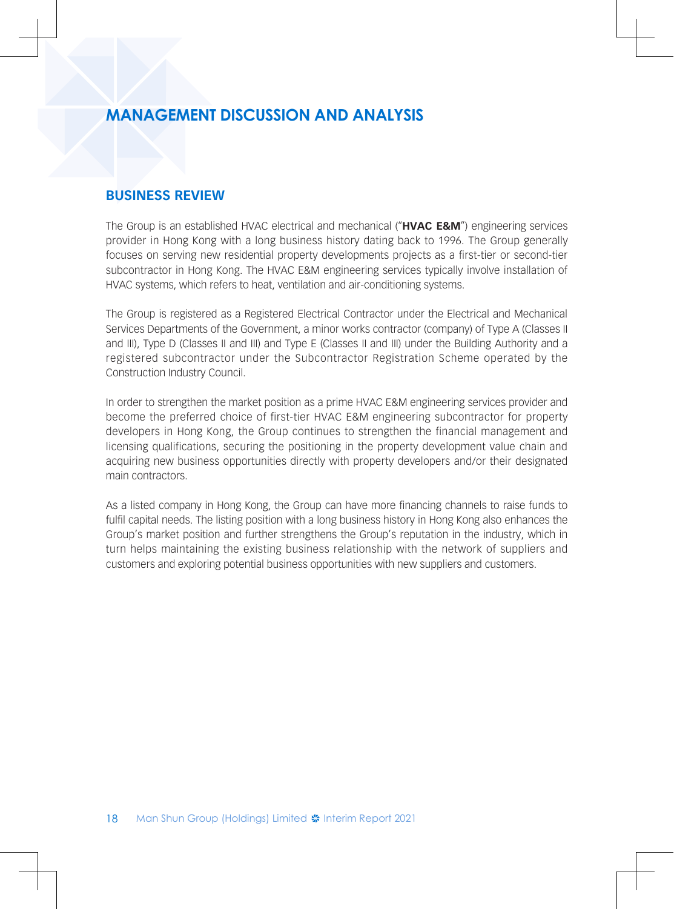# MANAGEMENT DISCUSSION AND ANALYSIS

## BUSINESS REVIEW

The Group is an established HVAC electrical and mechanical ("**HVAC E&M**") engineering services provider in Hong Kong with a long business history dating back to 1996. The Group generally focuses on serving new residential property developments projects as a first-tier or second-tier subcontractor in Hong Kong. The HVAC E&M engineering services typically involve installation of HVAC systems, which refers to heat, ventilation and air-conditioning systems.

The Group is registered as a Registered Electrical Contractor under the Electrical and Mechanical Services Departments of the Government, a minor works contractor (company) of Type A (Classes II and III), Type D (Classes II and III) and Type E (Classes II and III) under the Building Authority and a registered subcontractor under the Subcontractor Registration Scheme operated by the Construction Industry Council.

In order to strengthen the market position as a prime HVAC E&M engineering services provider and become the preferred choice of first-tier HVAC E&M engineering subcontractor for property developers in Hong Kong, the Group continues to strengthen the financial management and licensing qualifications, securing the positioning in the property development value chain and acquiring new business opportunities directly with property developers and/or their designated main contractors.

As a listed company in Hong Kong, the Group can have more financing channels to raise funds to fulfil capital needs. The listing position with a long business history in Hong Kong also enhances the Group's market position and further strengthens the Group's reputation in the industry, which in turn helps maintaining the existing business relationship with the network of suppliers and customers and exploring potential business opportunities with new suppliers and customers.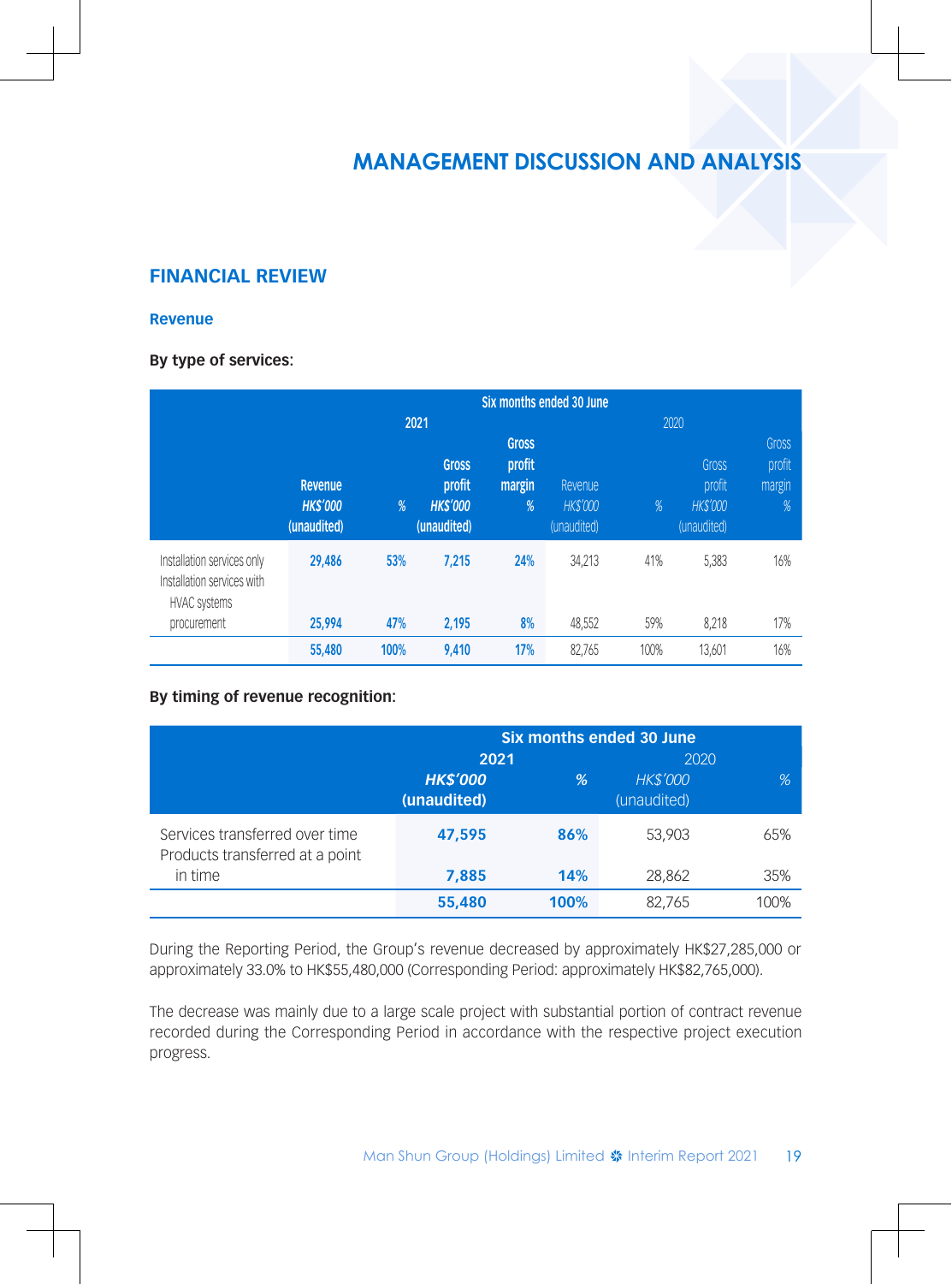# MANAGEMENT DISCUSSION AND ANALYSIS

## FINANCIAL REVIEW

### Revenue

**By type of services:**

| | Six months ended 30 June | | | | | | | |
|---|---|---|---|---|---|---|---|---|
| | 2021 | | | | 2020 | | | |
| | Revenue HK$'000 (unaudited) | % | Gross profit HK$'000 (unaudited) | Gross profit margin % | Revenue HK$'000 (unaudited) | % | Gross profit HK$'000 (unaudited) | Gross profit margin % |
| Installation services only | 29,486 | 53% | 7,215 | 24% | 34,213 | 41% | 5,383 | 16% |
| Installation services with HVAC systems procurement | 25,994 | 47% | 2,195 | 8% | 48,552 | 59% | 8,218 | 17% |
| | 55,480 | 100% | 9,410 | 17% | 82,765 | 100% | 13,601 | 16% |

**By timing of revenue recognition:**

| | Six months ended 30 June | | | |
|---|---|---|---|---|
| | 2021 | | 2020 | |
| | HK$'000 (unaudited) | % | HK$'000 (unaudited) | % |
| Services transferred over time | 47,595 | 86% | 53,903 | 65% |
| Products transferred at a point in time | 7,885 | 14% | 28,862 | 35% |
| | 55,480 | 100% | 82,765 | 100% |

During the Reporting Period, the Group's revenue decreased by approximately HK$27,285,000 or approximately 33.0% to HK$55,480,000 (Corresponding Period: approximately HK$82,765,000).

The decrease was mainly due to a large scale project with substantial portion of contract revenue recorded during the Corresponding Period in accordance with the respective project execution progress.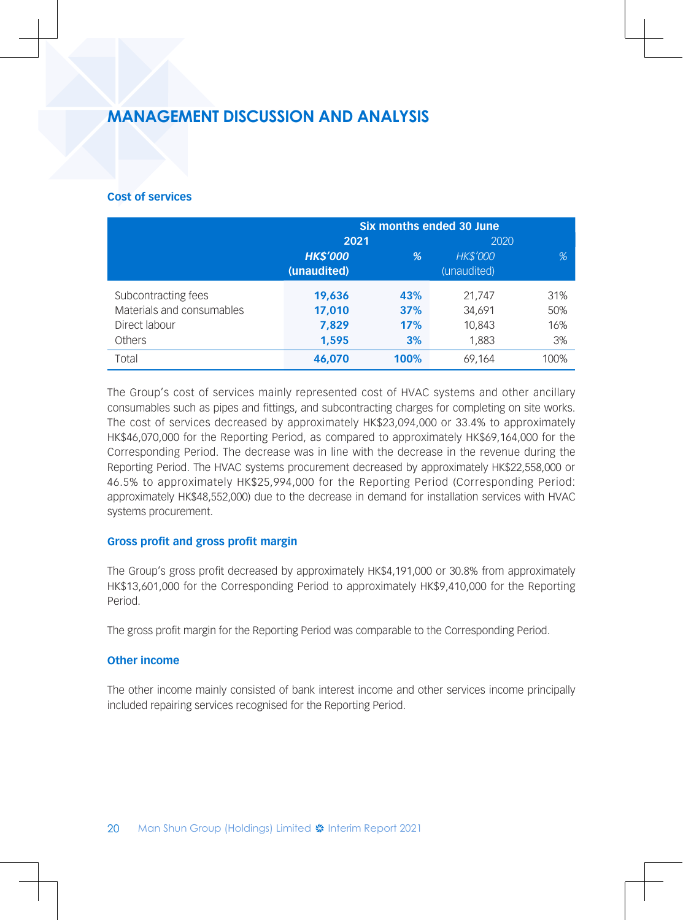# MANAGEMENT DISCUSSION AND ANALYSIS

### Cost of services

| | Six months ended 30 June | | | |
|---|---|---|---|---|
| | **2021** | | 2020 | |
| | ***HK$'000*** **(unaudited)** | ***%*** | *HK$'000* (unaudited) | *%* |
| Subcontracting fees | **19,636** | **43%** | 21,747 | 31% |
| Materials and consumables | **17,010** | **37%** | 34,691 | 50% |
| Direct labour | **7,829** | **17%** | 10,843 | 16% |
| Others | **1,595** | **3%** | 1,883 | 3% |
| Total | **46,070** | **100%** | 69,164 | 100% |

The Group's cost of services mainly represented cost of HVAC systems and other ancillary consumables such as pipes and fittings, and subcontracting charges for completing on site works. The cost of services decreased by approximately HK$23,094,000 or 33.4% to approximately HK$46,070,000 for the Reporting Period, as compared to approximately HK$69,164,000 for the Corresponding Period. The decrease was in line with the decrease in the revenue during the Reporting Period. The HVAC systems procurement decreased by approximately HK$22,558,000 or 46.5% to approximately HK$25,994,000 for the Reporting Period (Corresponding Period: approximately HK$48,552,000) due to the decrease in demand for installation services with HVAC systems procurement.

### Gross profit and gross profit margin

The Group's gross profit decreased by approximately HK$4,191,000 or 30.8% from approximately HK$13,601,000 for the Corresponding Period to approximately HK$9,410,000 for the Reporting Period.

The gross profit margin for the Reporting Period was comparable to the Corresponding Period.

### Other income

The other income mainly consisted of bank interest income and other services income principally included repairing services recognised for the Reporting Period.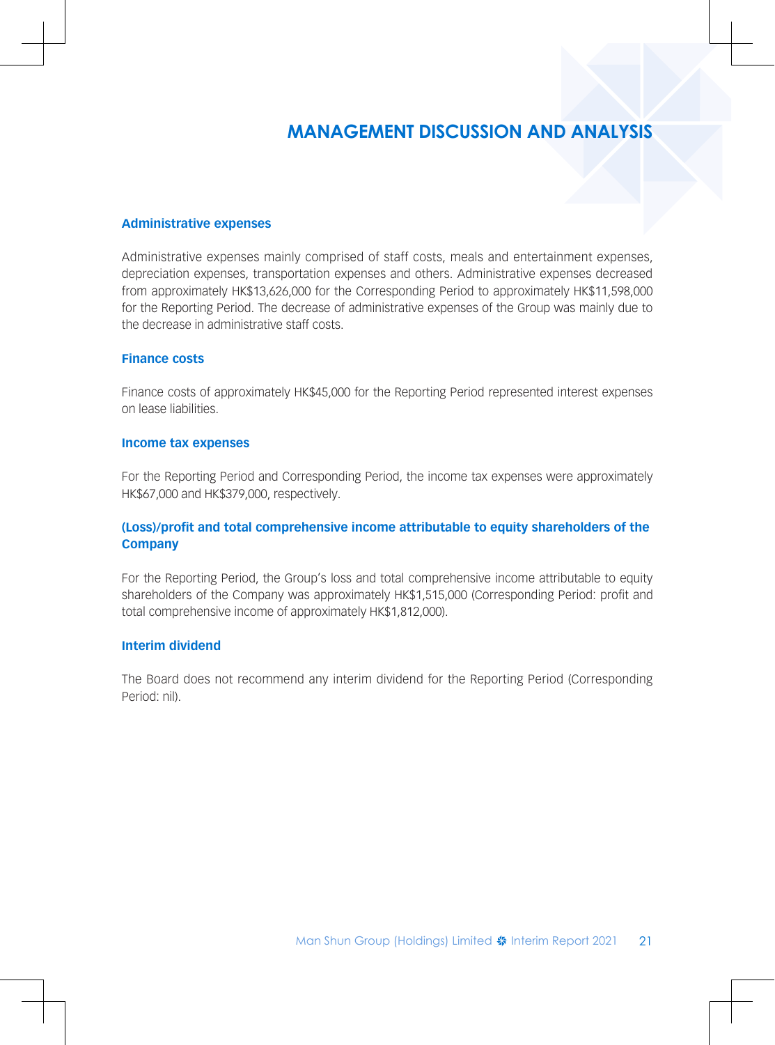# MANAGEMENT DISCUSSION AND ANALYSIS

### Administrative expenses

Administrative expenses mainly comprised of staff costs, meals and entertainment expenses, depreciation expenses, transportation expenses and others. Administrative expenses decreased from approximately HK$13,626,000 for the Corresponding Period to approximately HK$11,598,000 for the Reporting Period. The decrease of administrative expenses of the Group was mainly due to the decrease in administrative staff costs.

### Finance costs

Finance costs of approximately HK$45,000 for the Reporting Period represented interest expenses on lease liabilities.

### Income tax expenses

For the Reporting Period and Corresponding Period, the income tax expenses were approximately HK$67,000 and HK$379,000, respectively.

### (Loss)/profit and total comprehensive income attributable to equity shareholders of the Company

For the Reporting Period, the Group's loss and total comprehensive income attributable to equity shareholders of the Company was approximately HK$1,515,000 (Corresponding Period: profit and total comprehensive income of approximately HK$1,812,000).

### Interim dividend

The Board does not recommend any interim dividend for the Reporting Period (Corresponding Period: nil).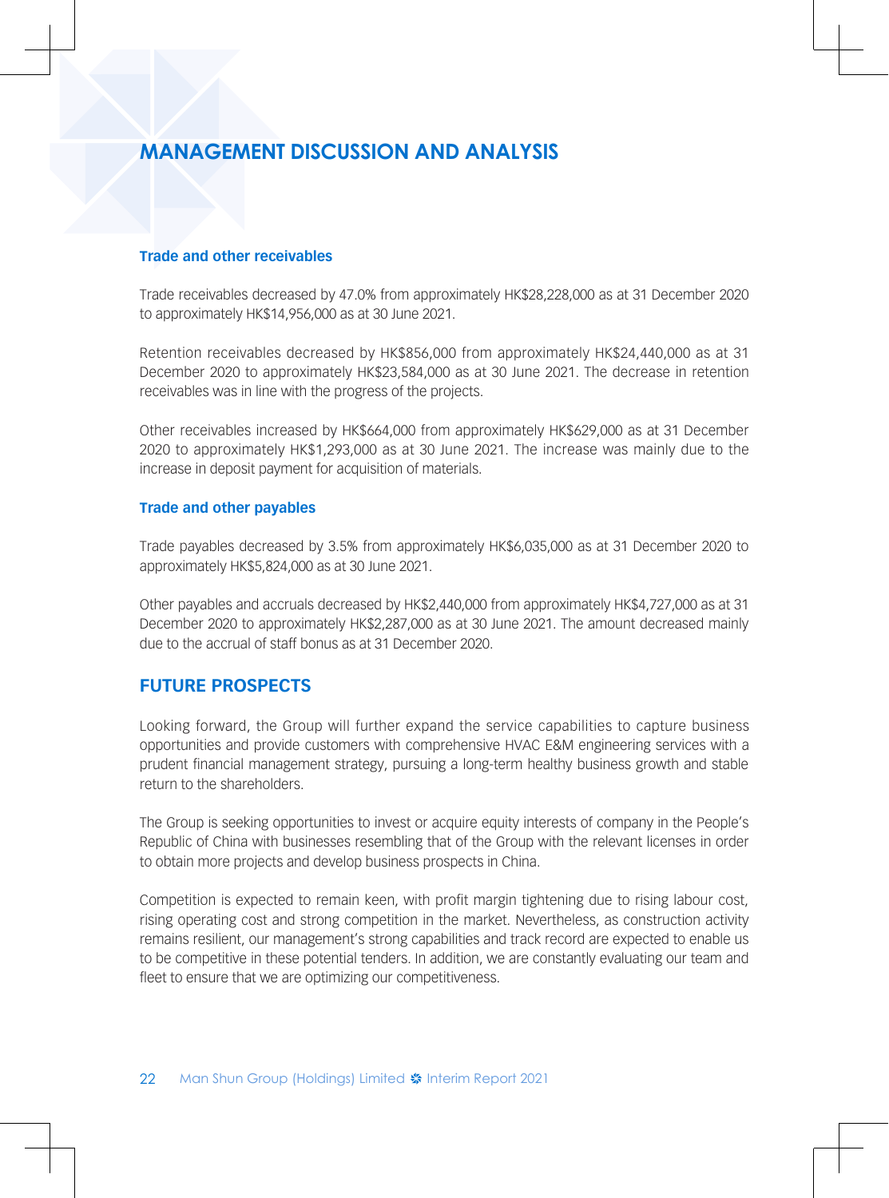# MANAGEMENT DISCUSSION AND ANALYSIS

### Trade and other receivables

Trade receivables decreased by 47.0% from approximately HK$28,228,000 as at 31 December 2020 to approximately HK$14,956,000 as at 30 June 2021.

Retention receivables decreased by HK$856,000 from approximately HK$24,440,000 as at 31 December 2020 to approximately HK$23,584,000 as at 30 June 2021. The decrease in retention receivables was in line with the progress of the projects.

Other receivables increased by HK$664,000 from approximately HK$629,000 as at 31 December 2020 to approximately HK$1,293,000 as at 30 June 2021. The increase was mainly due to the increase in deposit payment for acquisition of materials.

### Trade and other payables

Trade payables decreased by 3.5% from approximately HK$6,035,000 as at 31 December 2020 to approximately HK$5,824,000 as at 30 June 2021.

Other payables and accruals decreased by HK$2,440,000 from approximately HK$4,727,000 as at 31 December 2020 to approximately HK$2,287,000 as at 30 June 2021. The amount decreased mainly due to the accrual of staff bonus as at 31 December 2020.

## FUTURE PROSPECTS

Looking forward, the Group will further expand the service capabilities to capture business opportunities and provide customers with comprehensive HVAC E&M engineering services with a prudent financial management strategy, pursuing a long-term healthy business growth and stable return to the shareholders.

The Group is seeking opportunities to invest or acquire equity interests of company in the People's Republic of China with businesses resembling that of the Group with the relevant licenses in order to obtain more projects and develop business prospects in China.

Competition is expected to remain keen, with profit margin tightening due to rising labour cost, rising operating cost and strong competition in the market. Nevertheless, as construction activity remains resilient, our management's strong capabilities and track record are expected to enable us to be competitive in these potential tenders. In addition, we are constantly evaluating our team and fleet to ensure that we are optimizing our competitiveness.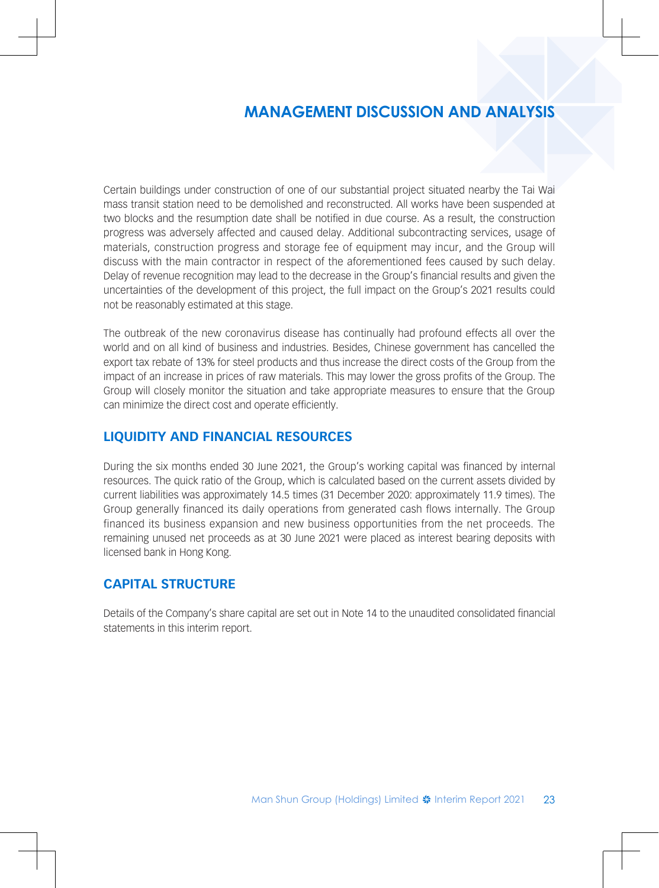# MANAGEMENT DISCUSSION AND ANALYSIS

Certain buildings under construction of one of our substantial project situated nearby the Tai Wai mass transit station need to be demolished and reconstructed. All works have been suspended at two blocks and the resumption date shall be notified in due course. As a result, the construction progress was adversely affected and caused delay. Additional subcontracting services, usage of materials, construction progress and storage fee of equipment may incur, and the Group will discuss with the main contractor in respect of the aforementioned fees caused by such delay. Delay of revenue recognition may lead to the decrease in the Group's financial results and given the uncertainties of the development of this project, the full impact on the Group's 2021 results could not be reasonably estimated at this stage.

The outbreak of the new coronavirus disease has continually had profound effects all over the world and on all kind of business and industries. Besides, Chinese government has cancelled the export tax rebate of 13% for steel products and thus increase the direct costs of the Group from the impact of an increase in prices of raw materials. This may lower the gross profits of the Group. The Group will closely monitor the situation and take appropriate measures to ensure that the Group can minimize the direct cost and operate efficiently.

## LIQUIDITY AND FINANCIAL RESOURCES

During the six months ended 30 June 2021, the Group's working capital was financed by internal resources. The quick ratio of the Group, which is calculated based on the current assets divided by current liabilities was approximately 14.5 times (31 December 2020: approximately 11.9 times). The Group generally financed its daily operations from generated cash flows internally. The Group financed its business expansion and new business opportunities from the net proceeds. The remaining unused net proceeds as at 30 June 2021 were placed as interest bearing deposits with licensed bank in Hong Kong.

## CAPITAL STRUCTURE

Details of the Company's share capital are set out in Note 14 to the unaudited consolidated financial statements in this interim report.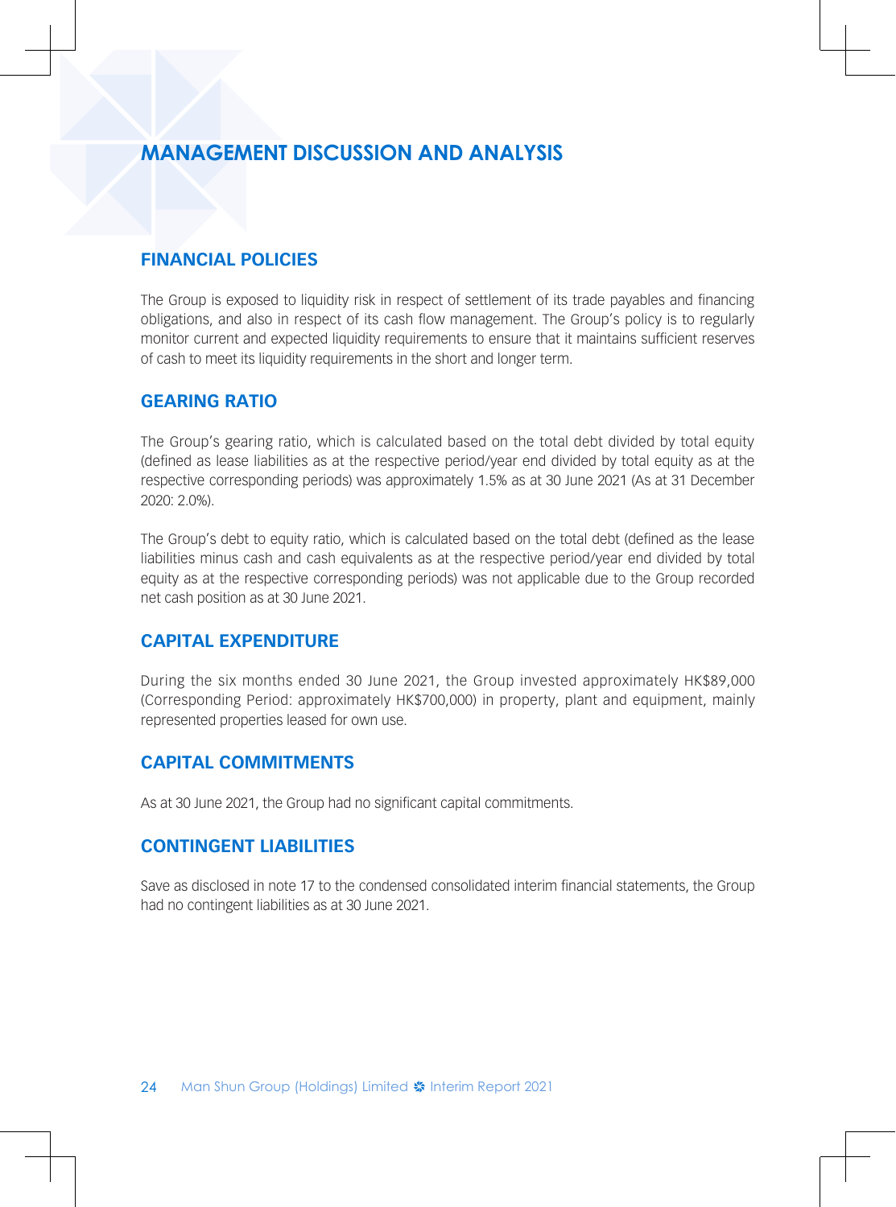# MANAGEMENT DISCUSSION AND ANALYSIS

## FINANCIAL POLICIES

The Group is exposed to liquidity risk in respect of settlement of its trade payables and financing obligations, and also in respect of its cash flow management. The Group's policy is to regularly monitor current and expected liquidity requirements to ensure that it maintains sufficient reserves of cash to meet its liquidity requirements in the short and longer term.

## GEARING RATIO

The Group's gearing ratio, which is calculated based on the total debt divided by total equity (defined as lease liabilities as at the respective period/year end divided by total equity as at the respective corresponding periods) was approximately 1.5% as at 30 June 2021 (As at 31 December 2020: 2.0%).

The Group's debt to equity ratio, which is calculated based on the total debt (defined as the lease liabilities minus cash and cash equivalents as at the respective period/year end divided by total equity as at the respective corresponding periods) was not applicable due to the Group recorded net cash position as at 30 June 2021.

## CAPITAL EXPENDITURE

During the six months ended 30 June 2021, the Group invested approximately HK$89,000 (Corresponding Period: approximately HK$700,000) in property, plant and equipment, mainly represented properties leased for own use.

## CAPITAL COMMITMENTS

As at 30 June 2021, the Group had no significant capital commitments.

## CONTINGENT LIABILITIES

Save as disclosed in note 17 to the condensed consolidated interim financial statements, the Group had no contingent liabilities as at 30 June 2021.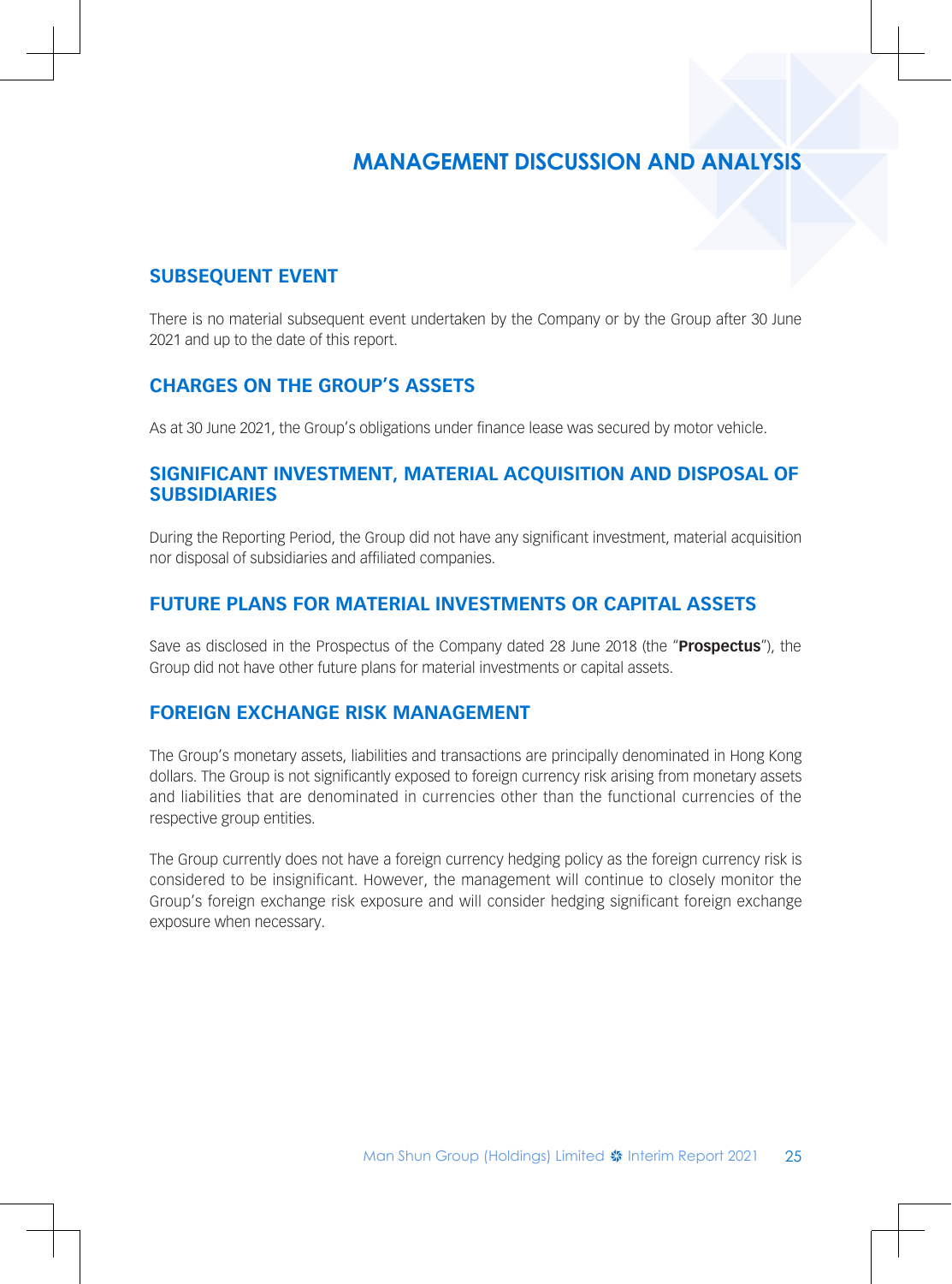# MANAGEMENT DISCUSSION AND ANALYSIS

## SUBSEQUENT EVENT

There is no material subsequent event undertaken by the Company or by the Group after 30 June 2021 and up to the date of this report.

## CHARGES ON THE GROUP'S ASSETS

As at 30 June 2021, the Group's obligations under finance lease was secured by motor vehicle.

## SIGNIFICANT INVESTMENT, MATERIAL ACQUISITION AND DISPOSAL OF SUBSIDIARIES

During the Reporting Period, the Group did not have any significant investment, material acquisition nor disposal of subsidiaries and affiliated companies.

## FUTURE PLANS FOR MATERIAL INVESTMENTS OR CAPITAL ASSETS

Save as disclosed in the Prospectus of the Company dated 28 June 2018 (the "**Prospectus**"), the Group did not have other future plans for material investments or capital assets.

## FOREIGN EXCHANGE RISK MANAGEMENT

The Group's monetary assets, liabilities and transactions are principally denominated in Hong Kong dollars. The Group is not significantly exposed to foreign currency risk arising from monetary assets and liabilities that are denominated in currencies other than the functional currencies of the respective group entities.

The Group currently does not have a foreign currency hedging policy as the foreign currency risk is considered to be insignificant. However, the management will continue to closely monitor the Group's foreign exchange risk exposure and will consider hedging significant foreign exchange exposure when necessary.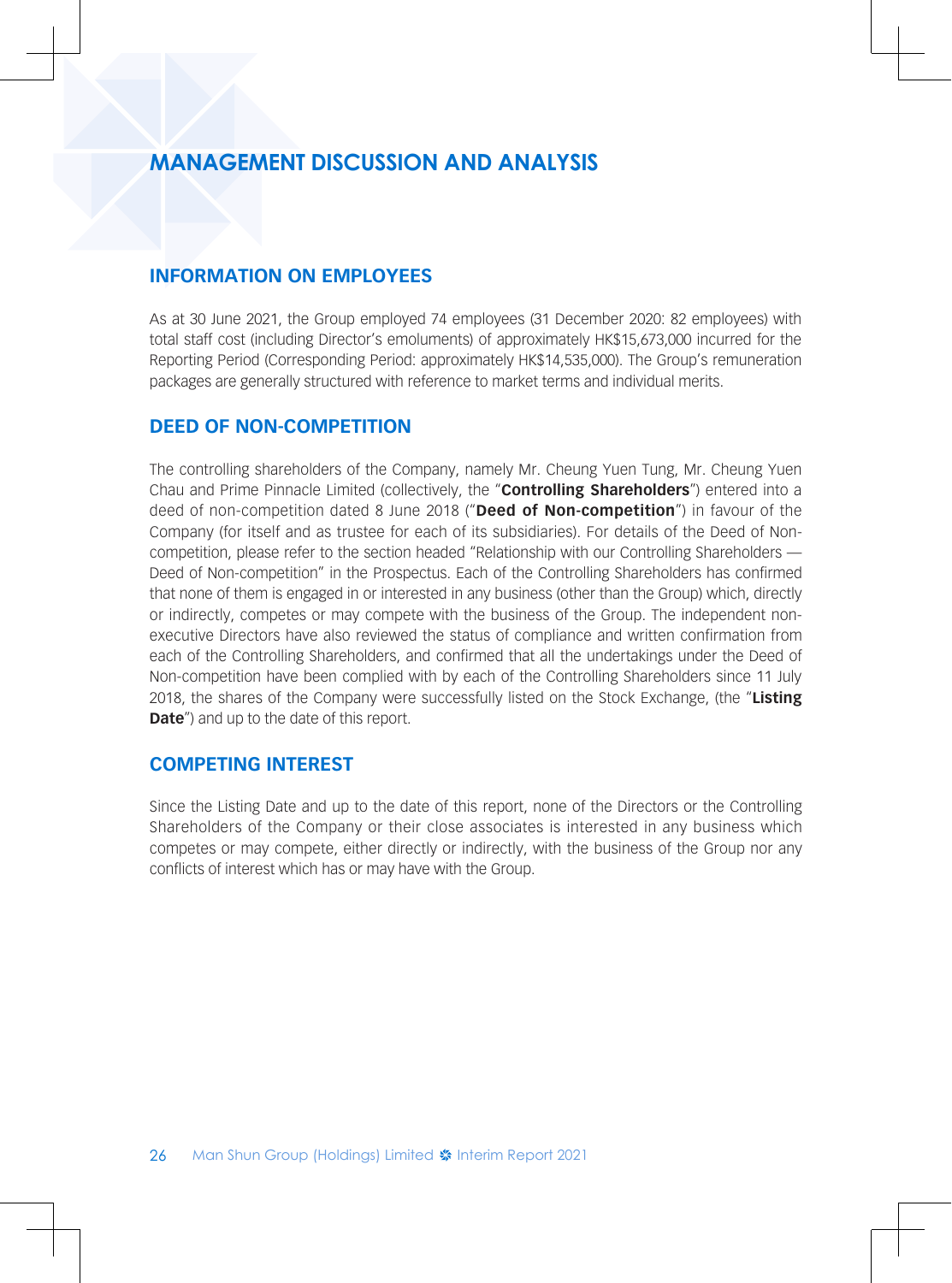# MANAGEMENT DISCUSSION AND ANALYSIS

## INFORMATION ON EMPLOYEES

As at 30 June 2021, the Group employed 74 employees (31 December 2020: 82 employees) with total staff cost (including Director's emoluments) of approximately HK$15,673,000 incurred for the Reporting Period (Corresponding Period: approximately HK$14,535,000). The Group's remuneration packages are generally structured with reference to market terms and individual merits.

## DEED OF NON-COMPETITION

The controlling shareholders of the Company, namely Mr. Cheung Yuen Tung, Mr. Cheung Yuen Chau and Prime Pinnacle Limited (collectively, the "**Controlling Shareholders**") entered into a deed of non-competition dated 8 June 2018 ("**Deed of Non-competition**") in favour of the Company (for itself and as trustee for each of its subsidiaries). For details of the Deed of Non-competition, please refer to the section headed "Relationship with our Controlling Shareholders — Deed of Non-competition" in the Prospectus. Each of the Controlling Shareholders has confirmed that none of them is engaged in or interested in any business (other than the Group) which, directly or indirectly, competes or may compete with the business of the Group. The independent non-executive Directors have also reviewed the status of compliance and written confirmation from each of the Controlling Shareholders, and confirmed that all the undertakings under the Deed of Non-competition have been complied with by each of the Controlling Shareholders since 11 July 2018, the shares of the Company were successfully listed on the Stock Exchange, (the "**Listing Date**") and up to the date of this report.

## COMPETING INTEREST

Since the Listing Date and up to the date of this report, none of the Directors or the Controlling Shareholders of the Company or their close associates is interested in any business which competes or may compete, either directly or indirectly, with the business of the Group nor any conflicts of interest which has or may have with the Group.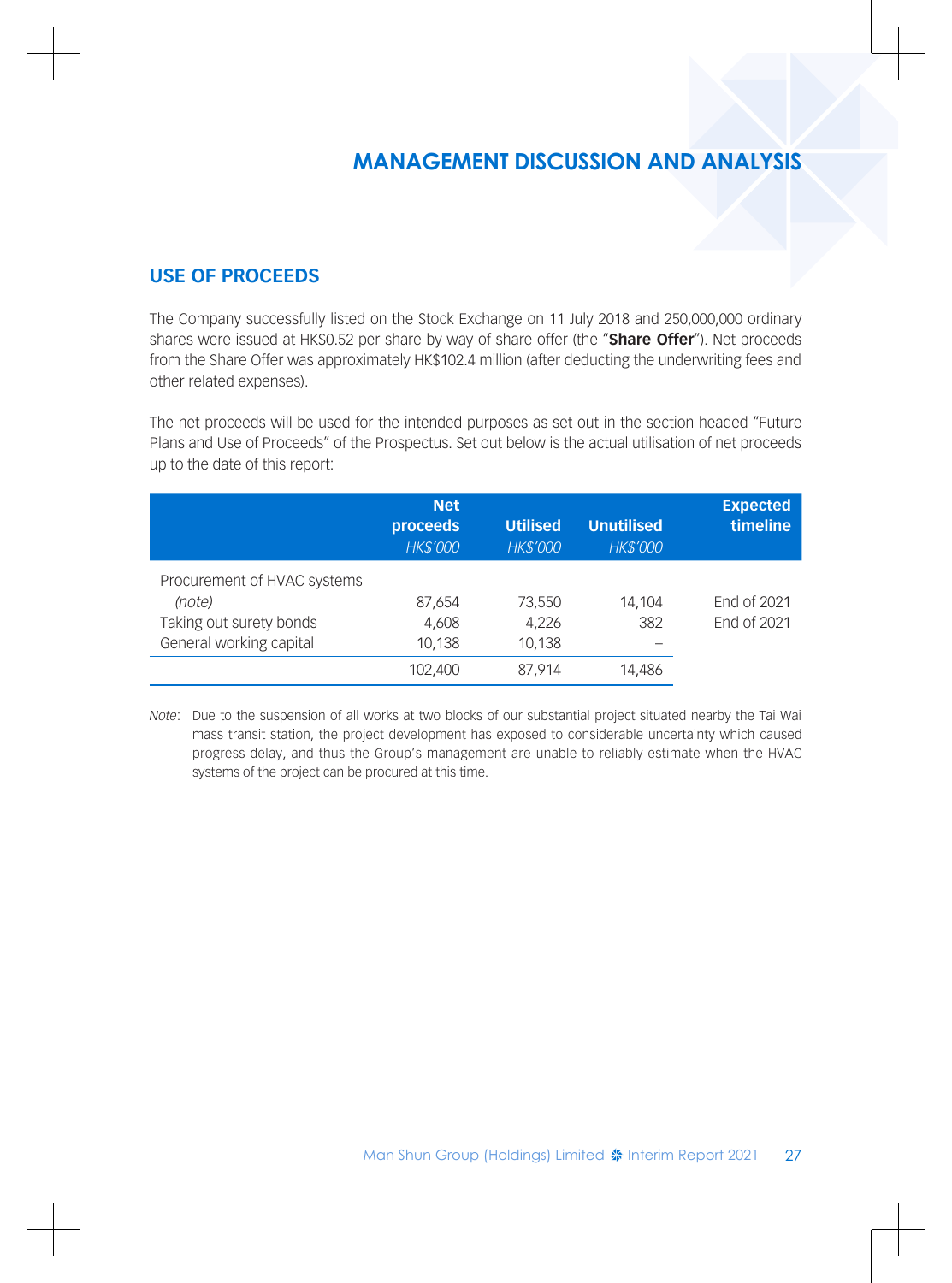# MANAGEMENT DISCUSSION AND ANALYSIS

## USE OF PROCEEDS

The Company successfully listed on the Stock Exchange on 11 July 2018 and 250,000,000 ordinary shares were issued at HK$0.52 per share by way of share offer (the "**Share Offer**"). Net proceeds from the Share Offer was approximately HK$102.4 million (after deducting the underwriting fees and other related expenses).

The net proceeds will be used for the intended purposes as set out in the section headed "Future Plans and Use of Proceeds" of the Prospectus. Set out below is the actual utilisation of net proceeds up to the date of this report:

| | Net proceeds *HK$'000* | Utilised *HK$'000* | Unutilised *HK$'000* | Expected timeline |
|---|---|---|---|---|
| Procurement of HVAC systems *(note)* | 87,654 | 73,550 | 14,104 | End of 2021 |
| Taking out surety bonds | 4,608 | 4,226 | 382 | End of 2021 |
| General working capital | 10,138 | 10,138 | – | |
| | 102,400 | 87,914 | 14,486 | |

*Note*: Due to the suspension of all works at two blocks of our substantial project situated nearby the Tai Wai mass transit station, the project development has exposed to considerable uncertainty which caused progress delay, and thus the Group's management are unable to reliably estimate when the HVAC systems of the project can be procured at this time.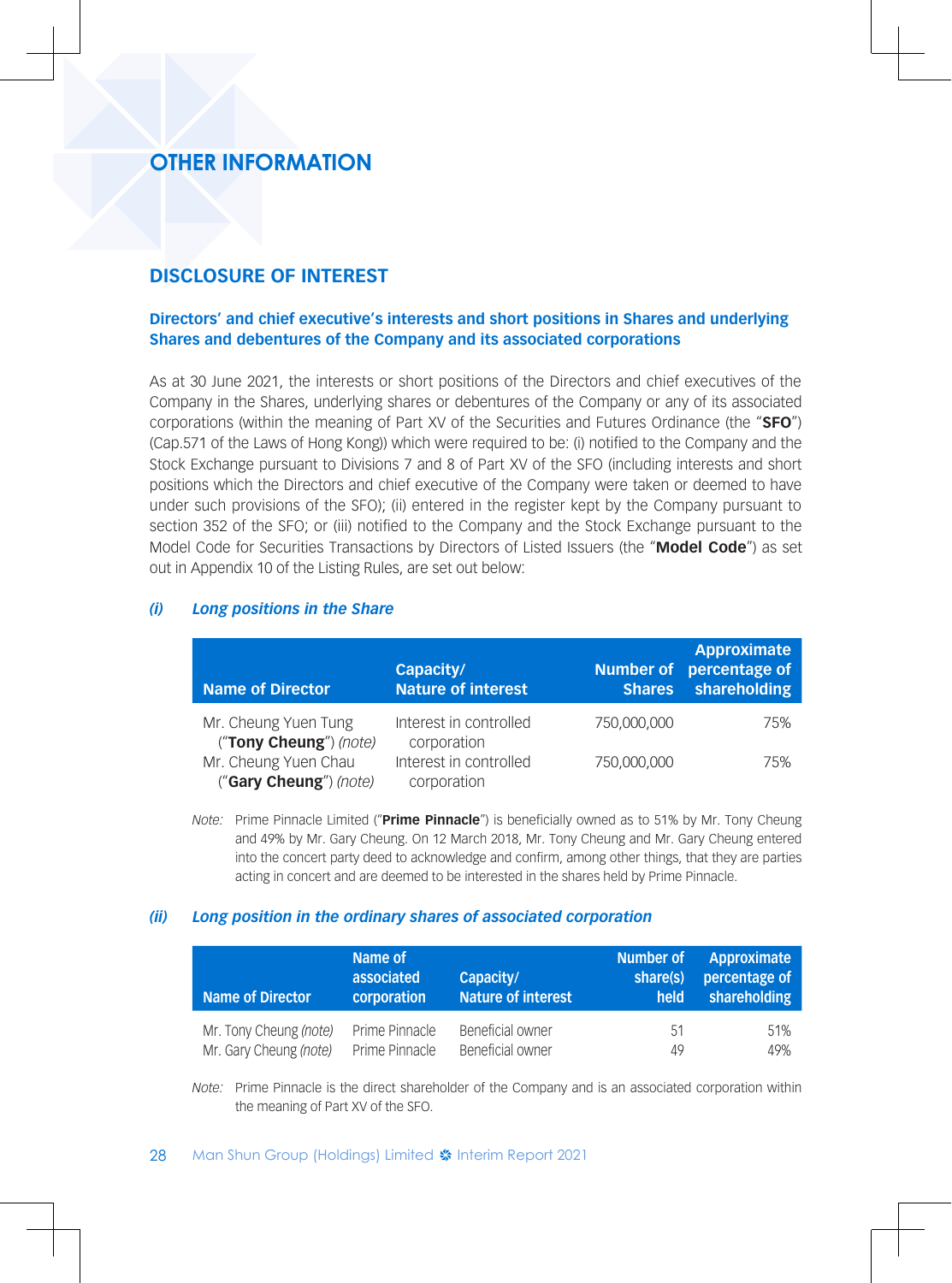# OTHER INFORMATION

## DISCLOSURE OF INTEREST

### Directors' and chief executive's interests and short positions in Shares and underlying Shares and debentures of the Company and its associated corporations

As at 30 June 2021, the interests or short positions of the Directors and chief executives of the Company in the Shares, underlying shares or debentures of the Company or any of its associated corporations (within the meaning of Part XV of the Securities and Futures Ordinance (the "**SFO**") (Cap.571 of the Laws of Hong Kong)) which were required to be: (i) notified to the Company and the Stock Exchange pursuant to Divisions 7 and 8 of Part XV of the SFO (including interests and short positions which the Directors and chief executive of the Company were taken or deemed to have under such provisions of the SFO); (ii) entered in the register kept by the Company pursuant to section 352 of the SFO; or (iii) notified to the Company and the Stock Exchange pursuant to the Model Code for Securities Transactions by Directors of Listed Issuers (the "**Model Code**") as set out in Appendix 10 of the Listing Rules, are set out below:

#### *(i) Long positions in the Share*

| Name of Director | Capacity/ Nature of interest | Number of Shares | Approximate percentage of shareholding |
|---|---|---|---|
| Mr. Cheung Yuen Tung ("**Tony Cheung**") *(note)* | Interest in controlled corporation | 750,000,000 | 75% |
| Mr. Cheung Yuen Chau ("**Gary Cheung**") *(note)* | Interest in controlled corporation | 750,000,000 | 75% |

*Note:* Prime Pinnacle Limited ("**Prime Pinnacle**") is beneficially owned as to 51% by Mr. Tony Cheung and 49% by Mr. Gary Cheung. On 12 March 2018, Mr. Tony Cheung and Mr. Gary Cheung entered into the concert party deed to acknowledge and confirm, among other things, that they are parties acting in concert and are deemed to be interested in the shares held by Prime Pinnacle.

#### *(ii) Long position in the ordinary shares of associated corporation*

| Name of Director | Name of associated corporation | Capacity/ Nature of interest | Number of share(s) held | Approximate percentage of shareholding |
|---|---|---|---|---|
| Mr. Tony Cheung *(note)* | Prime Pinnacle | Beneficial owner | 51 | 51% |
| Mr. Gary Cheung *(note)* | Prime Pinnacle | Beneficial owner | 49 | 49% |

*Note:* Prime Pinnacle is the direct shareholder of the Company and is an associated corporation within the meaning of Part XV of the SFO.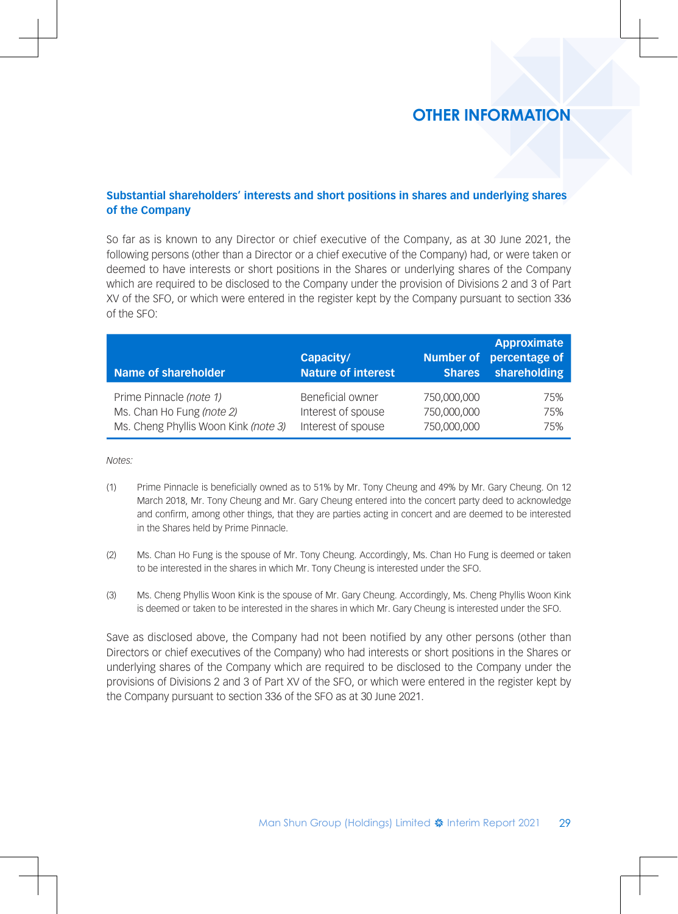# OTHER INFORMATION

### Substantial shareholders' interests and short positions in shares and underlying shares of the Company

So far as is known to any Director or chief executive of the Company, as at 30 June 2021, the following persons (other than a Director or a chief executive of the Company) had, or were taken or deemed to have interests or short positions in the Shares or underlying shares of the Company which are required to be disclosed to the Company under the provision of Divisions 2 and 3 of Part XV of the SFO, or which were entered in the register kept by the Company pursuant to section 336 of the SFO:

| Name of shareholder | Capacity/ Nature of interest | Number of Shares | Approximate percentage of shareholding |
|---|---|---|---|
| Prime Pinnacle *(note 1)* | Beneficial owner | 750,000,000 | 75% |
| Ms. Chan Ho Fung *(note 2)* | Interest of spouse | 750,000,000 | 75% |
| Ms. Cheng Phyllis Woon Kink *(note 3)* | Interest of spouse | 750,000,000 | 75% |

*Notes:*

(1) Prime Pinnacle is beneficially owned as to 51% by Mr. Tony Cheung and 49% by Mr. Gary Cheung. On 12 March 2018, Mr. Tony Cheung and Mr. Gary Cheung entered into the concert party deed to acknowledge and confirm, among other things, that they are parties acting in concert and are deemed to be interested in the Shares held by Prime Pinnacle.

(2) Ms. Chan Ho Fung is the spouse of Mr. Tony Cheung. Accordingly, Ms. Chan Ho Fung is deemed or taken to be interested in the shares in which Mr. Tony Cheung is interested under the SFO.

(3) Ms. Cheng Phyllis Woon Kink is the spouse of Mr. Gary Cheung. Accordingly, Ms. Cheng Phyllis Woon Kink is deemed or taken to be interested in the shares in which Mr. Gary Cheung is interested under the SFO.

Save as disclosed above, the Company had not been notified by any other persons (other than Directors or chief executives of the Company) who had interests or short positions in the Shares or underlying shares of the Company which are required to be disclosed to the Company under the provisions of Divisions 2 and 3 of Part XV of the SFO, or which were entered in the register kept by the Company pursuant to section 336 of the SFO as at 30 June 2021.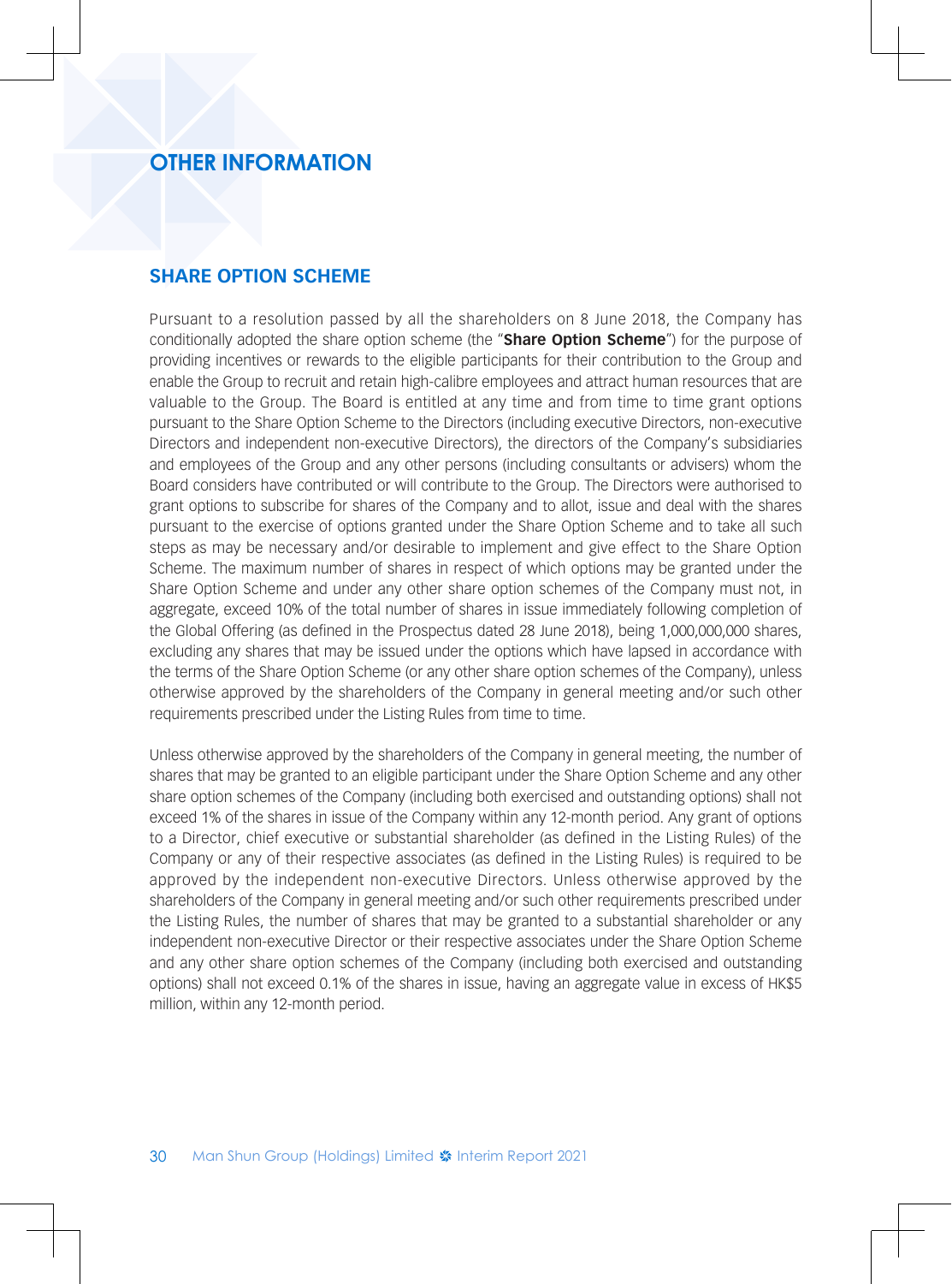# OTHER INFORMATION

## SHARE OPTION SCHEME

Pursuant to a resolution passed by all the shareholders on 8 June 2018, the Company has conditionally adopted the share option scheme (the "**Share Option Scheme**") for the purpose of providing incentives or rewards to the eligible participants for their contribution to the Group and enable the Group to recruit and retain high-calibre employees and attract human resources that are valuable to the Group. The Board is entitled at any time and from time to time grant options pursuant to the Share Option Scheme to the Directors (including executive Directors, non-executive Directors and independent non-executive Directors), the directors of the Company's subsidiaries and employees of the Group and any other persons (including consultants or advisers) whom the Board considers have contributed or will contribute to the Group. The Directors were authorised to grant options to subscribe for shares of the Company and to allot, issue and deal with the shares pursuant to the exercise of options granted under the Share Option Scheme and to take all such steps as may be necessary and/or desirable to implement and give effect to the Share Option Scheme. The maximum number of shares in respect of which options may be granted under the Share Option Scheme and under any other share option schemes of the Company must not, in aggregate, exceed 10% of the total number of shares in issue immediately following completion of the Global Offering (as defined in the Prospectus dated 28 June 2018), being 1,000,000,000 shares, excluding any shares that may be issued under the options which have lapsed in accordance with the terms of the Share Option Scheme (or any other share option schemes of the Company), unless otherwise approved by the shareholders of the Company in general meeting and/or such other requirements prescribed under the Listing Rules from time to time.

Unless otherwise approved by the shareholders of the Company in general meeting, the number of shares that may be granted to an eligible participant under the Share Option Scheme and any other share option schemes of the Company (including both exercised and outstanding options) shall not exceed 1% of the shares in issue of the Company within any 12-month period. Any grant of options to a Director, chief executive or substantial shareholder (as defined in the Listing Rules) of the Company or any of their respective associates (as defined in the Listing Rules) is required to be approved by the independent non-executive Directors. Unless otherwise approved by the shareholders of the Company in general meeting and/or such other requirements prescribed under the Listing Rules, the number of shares that may be granted to a substantial shareholder or any independent non-executive Director or their respective associates under the Share Option Scheme and any other share option schemes of the Company (including both exercised and outstanding options) shall not exceed 0.1% of the shares in issue, having an aggregate value in excess of HK$5 million, within any 12-month period.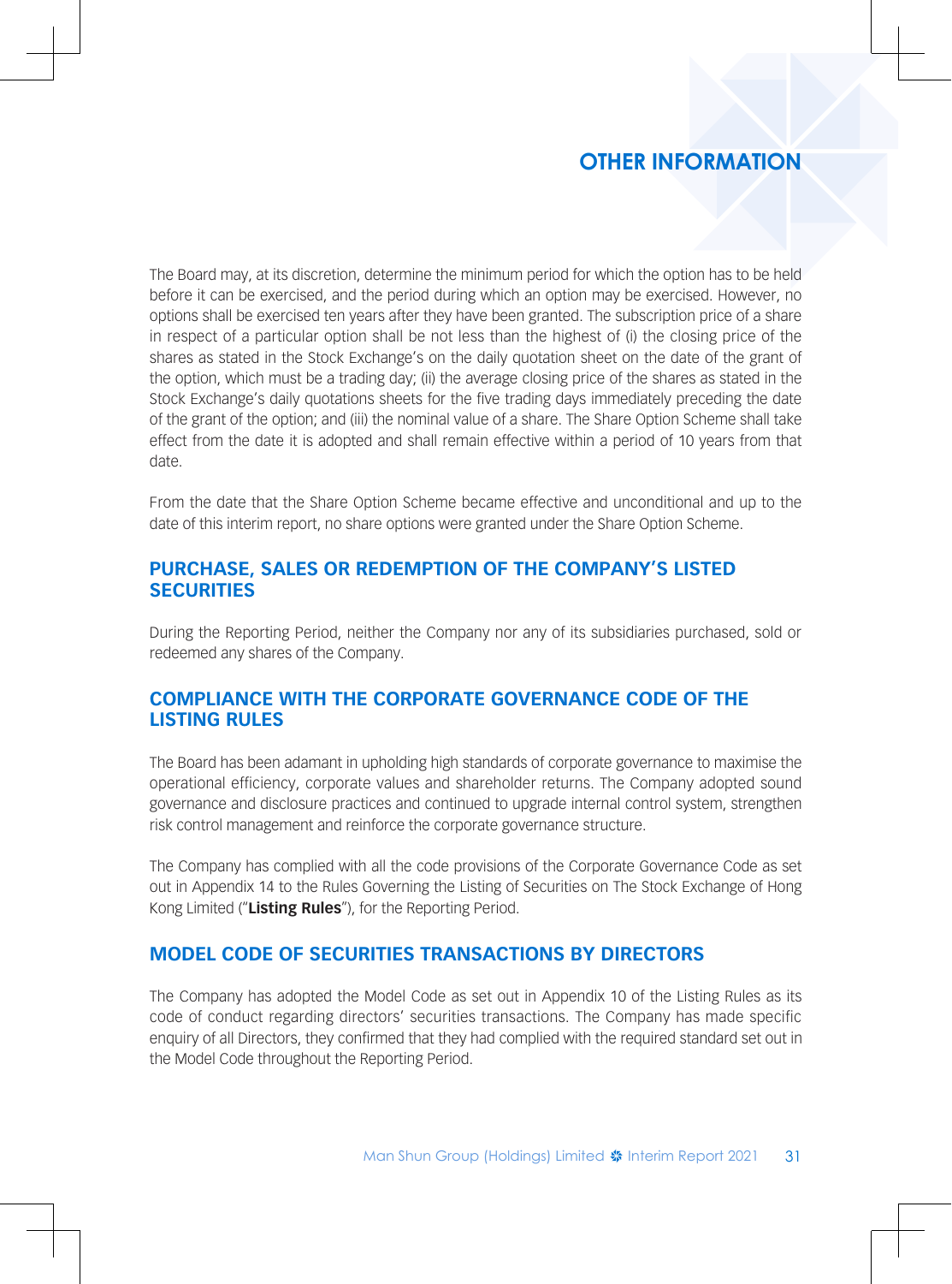# OTHER INFORMATION

The Board may, at its discretion, determine the minimum period for which the option has to be held before it can be exercised, and the period during which an option may be exercised. However, no options shall be exercised ten years after they have been granted. The subscription price of a share in respect of a particular option shall be not less than the highest of (i) the closing price of the shares as stated in the Stock Exchange's on the daily quotation sheet on the date of the grant of the option, which must be a trading day; (ii) the average closing price of the shares as stated in the Stock Exchange's daily quotations sheets for the five trading days immediately preceding the date of the grant of the option; and (iii) the nominal value of a share. The Share Option Scheme shall take effect from the date it is adopted and shall remain effective within a period of 10 years from that date.

From the date that the Share Option Scheme became effective and unconditional and up to the date of this interim report, no share options were granted under the Share Option Scheme.

## PURCHASE, SALES OR REDEMPTION OF THE COMPANY'S LISTED SECURITIES

During the Reporting Period, neither the Company nor any of its subsidiaries purchased, sold or redeemed any shares of the Company.

## COMPLIANCE WITH THE CORPORATE GOVERNANCE CODE OF THE LISTING RULES

The Board has been adamant in upholding high standards of corporate governance to maximise the operational efficiency, corporate values and shareholder returns. The Company adopted sound governance and disclosure practices and continued to upgrade internal control system, strengthen risk control management and reinforce the corporate governance structure.

The Company has complied with all the code provisions of the Corporate Governance Code as set out in Appendix 14 to the Rules Governing the Listing of Securities on The Stock Exchange of Hong Kong Limited ("**Listing Rules**"), for the Reporting Period.

## MODEL CODE OF SECURITIES TRANSACTIONS BY DIRECTORS

The Company has adopted the Model Code as set out in Appendix 10 of the Listing Rules as its code of conduct regarding directors' securities transactions. The Company has made specific enquiry of all Directors, they confirmed that they had complied with the required standard set out in the Model Code throughout the Reporting Period.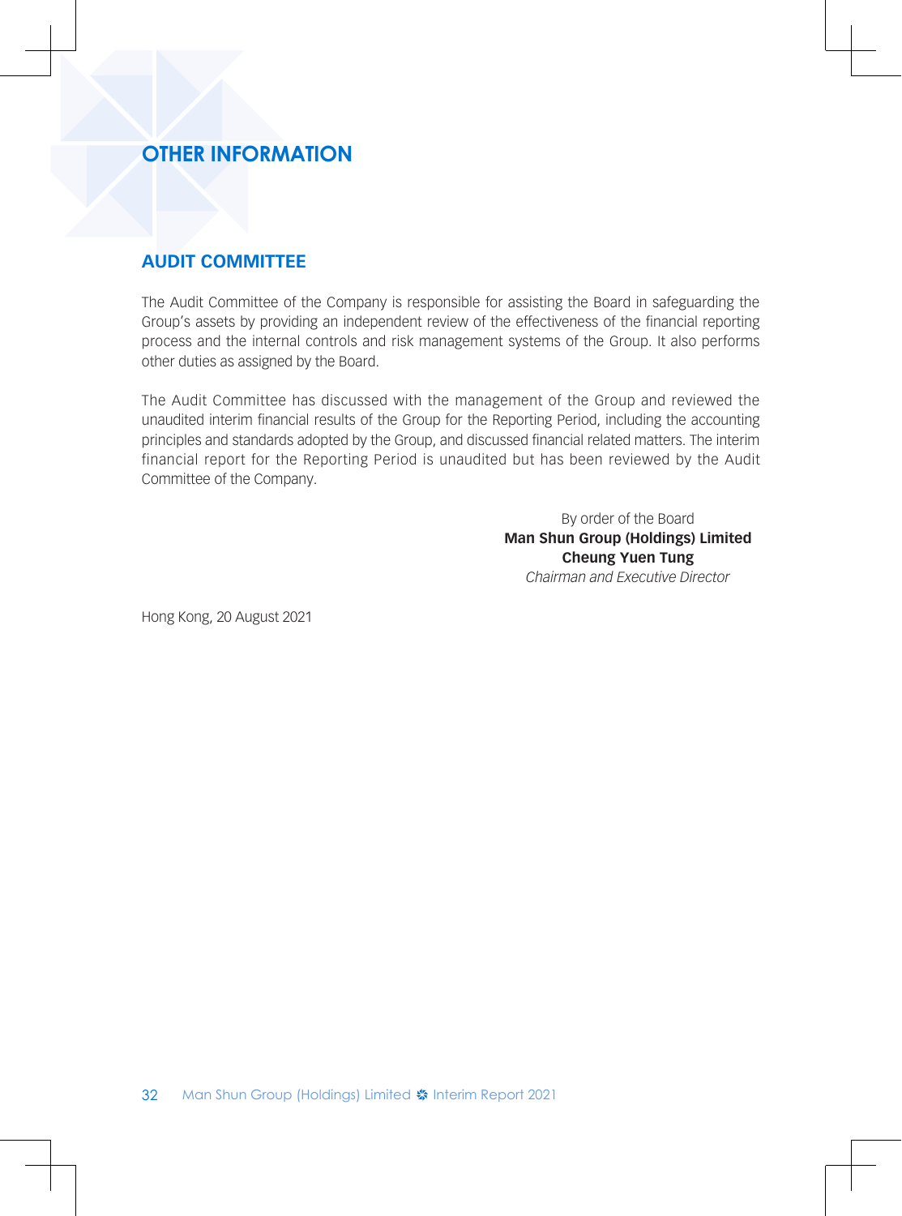# OTHER INFORMATION

## AUDIT COMMITTEE

The Audit Committee of the Company is responsible for assisting the Board in safeguarding the Group's assets by providing an independent review of the effectiveness of the financial reporting process and the internal controls and risk management systems of the Group. It also performs other duties as assigned by the Board.

The Audit Committee has discussed with the management of the Group and reviewed the unaudited interim financial results of the Group for the Reporting Period, including the accounting principles and standards adopted by the Group, and discussed financial related matters. The interim financial report for the Reporting Period is unaudited but has been reviewed by the Audit Committee of the Company.

By order of the Board
**Man Shun Group (Holdings) Limited**
**Cheung Yuen Tung**
*Chairman and Executive Director*

Hong Kong, 20 August 2021